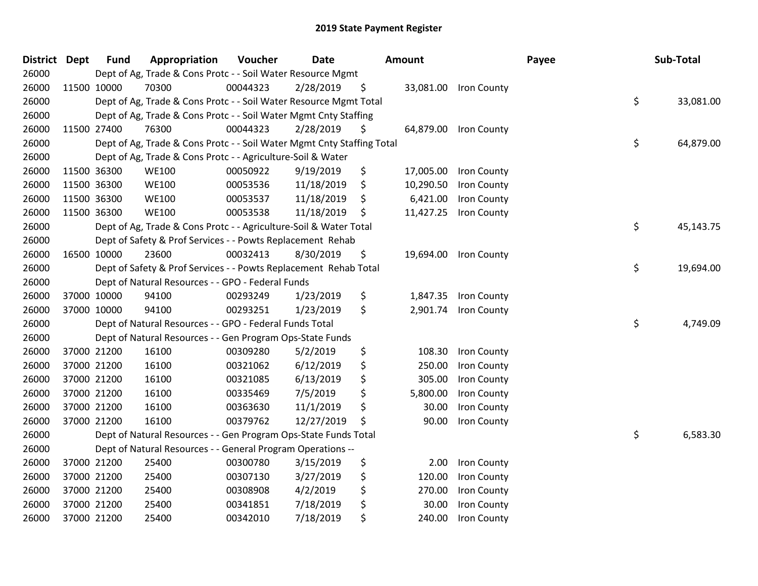# 2019 State Payment Register

| District | Dept | Fund | Appropriation | Voucher | Date | Amount | Payee | Sub-Total |
|---|---|---|---|---|---|---|---|---|
| 26000 | | Dept of Ag, Trade & Cons Protc - - Soil Water Resource Mgmt | | | | | | |
| 26000 | 11500 | 10000 | 70300 | 00044323 | 2/28/2019 | $ 33,081.00 | Iron County | |
| 26000 | | Dept of Ag, Trade & Cons Protc - - Soil Water Resource Mgmt Total | | | | | | $ 33,081.00 |
| 26000 | | Dept of Ag, Trade & Cons Protc - - Soil Water Mgmt Cnty Staffing | | | | | | |
| 26000 | 11500 | 27400 | 76300 | 00044323 | 2/28/2019 | $ 64,879.00 | Iron County | |
| 26000 | | Dept of Ag, Trade & Cons Protc - - Soil Water Mgmt Cnty Staffing Total | | | | | | $ 64,879.00 |
| 26000 | | Dept of Ag, Trade & Cons Protc - - Agriculture-Soil & Water | | | | | | |
| 26000 | 11500 | 36300 | WE100 | 00050922 | 9/19/2019 | $ 17,005.00 | Iron County | |
| 26000 | 11500 | 36300 | WE100 | 00053536 | 11/18/2019 | $ 10,290.50 | Iron County | |
| 26000 | 11500 | 36300 | WE100 | 00053537 | 11/18/2019 | $ 6,421.00 | Iron County | |
| 26000 | 11500 | 36300 | WE100 | 00053538 | 11/18/2019 | $ 11,427.25 | Iron County | |
| 26000 | | Dept of Ag, Trade & Cons Protc - - Agriculture-Soil & Water Total | | | | | | $ 45,143.75 |
| 26000 | | Dept of Safety & Prof Services - - Powts Replacement Rehab | | | | | | |
| 26000 | 16500 | 10000 | 23600 | 00032413 | 8/30/2019 | $ 19,694.00 | Iron County | |
| 26000 | | Dept of Safety & Prof Services - - Powts Replacement Rehab Total | | | | | | $ 19,694.00 |
| 26000 | | Dept of Natural Resources - - GPO - Federal Funds | | | | | | |
| 26000 | 37000 | 10000 | 94100 | 00293249 | 1/23/2019 | $ 1,847.35 | Iron County | |
| 26000 | 37000 | 10000 | 94100 | 00293251 | 1/23/2019 | $ 2,901.74 | Iron County | |
| 26000 | | Dept of Natural Resources - - GPO - Federal Funds Total | | | | | | $ 4,749.09 |
| 26000 | | Dept of Natural Resources - - Gen Program Ops-State Funds | | | | | | |
| 26000 | 37000 | 21200 | 16100 | 00309280 | 5/2/2019 | $ 108.30 | Iron County | |
| 26000 | 37000 | 21200 | 16100 | 00321062 | 6/12/2019 | $ 250.00 | Iron County | |
| 26000 | 37000 | 21200 | 16100 | 00321085 | 6/13/2019 | $ 305.00 | Iron County | |
| 26000 | 37000 | 21200 | 16100 | 00335469 | 7/5/2019 | $ 5,800.00 | Iron County | |
| 26000 | 37000 | 21200 | 16100 | 00363630 | 11/1/2019 | $ 30.00 | Iron County | |
| 26000 | 37000 | 21200 | 16100 | 00379762 | 12/27/2019 | $ 90.00 | Iron County | |
| 26000 | | Dept of Natural Resources - - Gen Program Ops-State Funds Total | | | | | | $ 6,583.30 |
| 26000 | | Dept of Natural Resources - - General Program Operations -- | | | | | | |
| 26000 | 37000 | 21200 | 25400 | 00300780 | 3/15/2019 | $ 2.00 | Iron County | |
| 26000 | 37000 | 21200 | 25400 | 00307130 | 3/27/2019 | $ 120.00 | Iron County | |
| 26000 | 37000 | 21200 | 25400 | 00308908 | 4/2/2019 | $ 270.00 | Iron County | |
| 26000 | 37000 | 21200 | 25400 | 00341851 | 7/18/2019 | $ 30.00 | Iron County | |
| 26000 | 37000 | 21200 | 25400 | 00342010 | 7/18/2019 | $ 240.00 | Iron County | |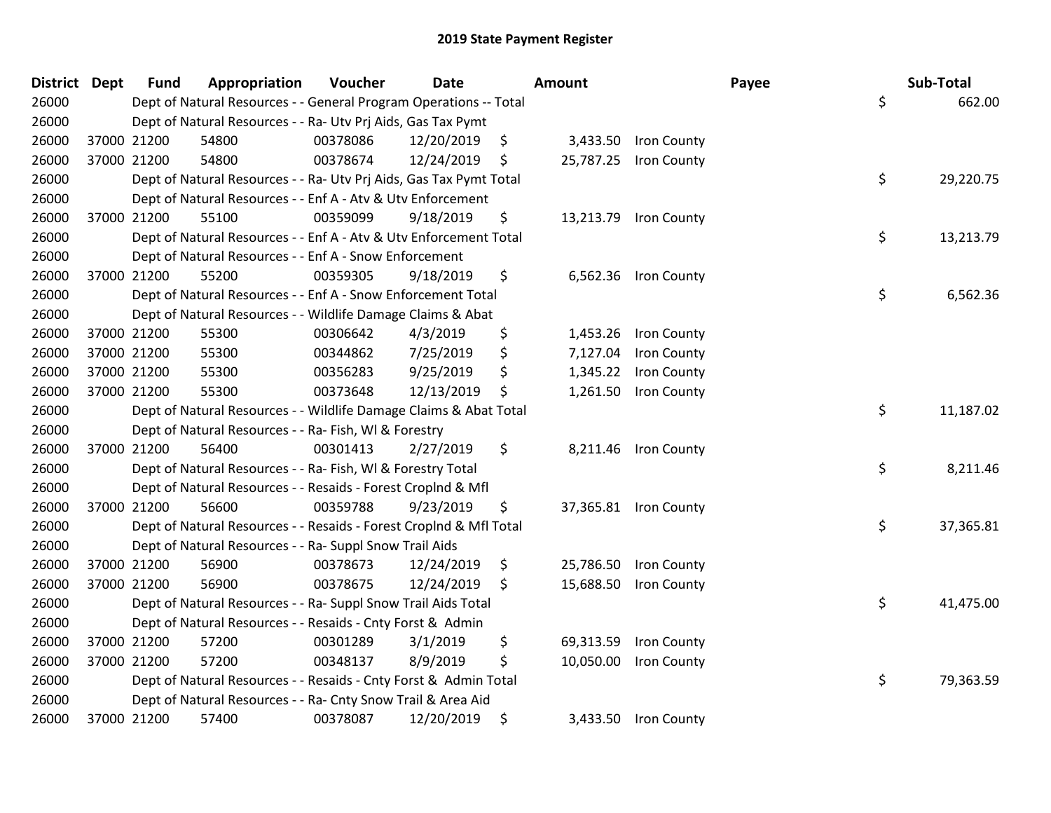## 2019 State Payment Register

| District | Dept | Fund | Appropriation | Voucher | Date | Amount | Payee | Sub-Total |
|---|---|---|---|---|---|---|---|---|
| 26000 | | | Dept of Natural Resources - - General Program Operations -- Total | | | | | $ 662.00 |
| 26000 | | | Dept of Natural Resources - - Ra- Utv Prj Aids, Gas Tax Pymt | | | | | |
| 26000 | 37000 | 21200 | 54800 | 00378086 | 12/20/2019 | $ 3,433.50 | Iron County | |
| 26000 | 37000 | 21200 | 54800 | 00378674 | 12/24/2019 | $ 25,787.25 | Iron County | |
| 26000 | | | Dept of Natural Resources - - Ra- Utv Prj Aids, Gas Tax Pymt Total | | | | | $ 29,220.75 |
| 26000 | | | Dept of Natural Resources - - Enf A - Atv & Utv Enforcement | | | | | |
| 26000 | 37000 | 21200 | 55100 | 00359099 | 9/18/2019 | $ 13,213.79 | Iron County | |
| 26000 | | | Dept of Natural Resources - - Enf A - Atv & Utv Enforcement Total | | | | | $ 13,213.79 |
| 26000 | | | Dept of Natural Resources - - Enf A - Snow Enforcement | | | | | |
| 26000 | 37000 | 21200 | 55200 | 00359305 | 9/18/2019 | $ 6,562.36 | Iron County | |
| 26000 | | | Dept of Natural Resources - - Enf A - Snow Enforcement Total | | | | | $ 6,562.36 |
| 26000 | | | Dept of Natural Resources - - Wildlife Damage Claims & Abat | | | | | |
| 26000 | 37000 | 21200 | 55300 | 00306642 | 4/3/2019 | $ 1,453.26 | Iron County | |
| 26000 | 37000 | 21200 | 55300 | 00344862 | 7/25/2019 | $ 7,127.04 | Iron County | |
| 26000 | 37000 | 21200 | 55300 | 00356283 | 9/25/2019 | $ 1,345.22 | Iron County | |
| 26000 | 37000 | 21200 | 55300 | 00373648 | 12/13/2019 | $ 1,261.50 | Iron County | |
| 26000 | | | Dept of Natural Resources - - Wildlife Damage Claims & Abat Total | | | | | $ 11,187.02 |
| 26000 | | | Dept of Natural Resources - - Ra- Fish, Wl & Forestry | | | | | |
| 26000 | 37000 | 21200 | 56400 | 00301413 | 2/27/2019 | $ 8,211.46 | Iron County | |
| 26000 | | | Dept of Natural Resources - - Ra- Fish, Wl & Forestry Total | | | | | $ 8,211.46 |
| 26000 | | | Dept of Natural Resources - - Resaids - Forest Croplnd & Mfl | | | | | |
| 26000 | 37000 | 21200 | 56600 | 00359788 | 9/23/2019 | $ 37,365.81 | Iron County | |
| 26000 | | | Dept of Natural Resources - - Resaids - Forest Croplnd & Mfl Total | | | | | $ 37,365.81 |
| 26000 | | | Dept of Natural Resources - - Ra- Suppl Snow Trail Aids | | | | | |
| 26000 | 37000 | 21200 | 56900 | 00378673 | 12/24/2019 | $ 25,786.50 | Iron County | |
| 26000 | 37000 | 21200 | 56900 | 00378675 | 12/24/2019 | $ 15,688.50 | Iron County | |
| 26000 | | | Dept of Natural Resources - - Ra- Suppl Snow Trail Aids Total | | | | | $ 41,475.00 |
| 26000 | | | Dept of Natural Resources - - Resaids - Cnty Forst & Admin | | | | | |
| 26000 | 37000 | 21200 | 57200 | 00301289 | 3/1/2019 | $ 69,313.59 | Iron County | |
| 26000 | 37000 | 21200 | 57200 | 00348137 | 8/9/2019 | $ 10,050.00 | Iron County | |
| 26000 | | | Dept of Natural Resources - - Resaids - Cnty Forst & Admin Total | | | | | $ 79,363.59 |
| 26000 | | | Dept of Natural Resources - - Ra- Cnty Snow Trail & Area Aid | | | | | |
| 26000 | 37000 | 21200 | 57400 | 00378087 | 12/20/2019 | $ 3,433.50 | Iron County | |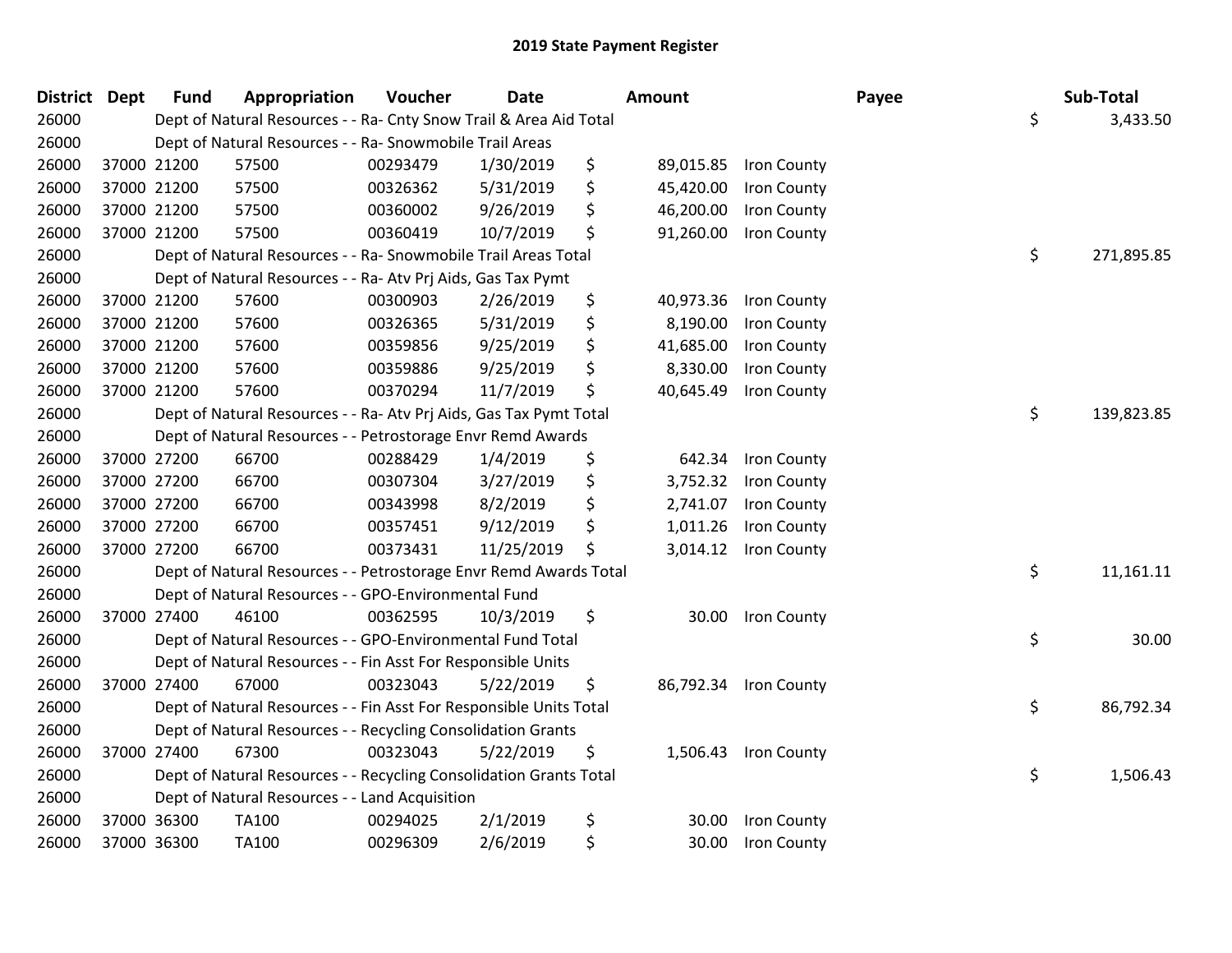# 2019 State Payment Register

| District | Dept | Fund | Appropriation | Voucher | Date | Amount | Payee | Sub-Total |
|---|---|---|---|---|---|---|---|---|
| 26000 | | Dept of Natural Resources - - Ra- Cnty Snow Trail & Area Aid Total | | | | | | $ 3,433.50 |
| 26000 | | Dept of Natural Resources - - Ra- Snowmobile Trail Areas | | | | | | |
| 26000 | 37000 | 21200 | 57500 | 00293479 | 1/30/2019 | $ 89,015.85 | Iron County | |
| 26000 | 37000 | 21200 | 57500 | 00326362 | 5/31/2019 | $ 45,420.00 | Iron County | |
| 26000 | 37000 | 21200 | 57500 | 00360002 | 9/26/2019 | $ 46,200.00 | Iron County | |
| 26000 | 37000 | 21200 | 57500 | 00360419 | 10/7/2019 | $ 91,260.00 | Iron County | |
| 26000 | | Dept of Natural Resources - - Ra- Snowmobile Trail Areas Total | | | | | | $ 271,895.85 |
| 26000 | | Dept of Natural Resources - - Ra- Atv Prj Aids, Gas Tax Pymt | | | | | | |
| 26000 | 37000 | 21200 | 57600 | 00300903 | 2/26/2019 | $ 40,973.36 | Iron County | |
| 26000 | 37000 | 21200 | 57600 | 00326365 | 5/31/2019 | $ 8,190.00 | Iron County | |
| 26000 | 37000 | 21200 | 57600 | 00359856 | 9/25/2019 | $ 41,685.00 | Iron County | |
| 26000 | 37000 | 21200 | 57600 | 00359886 | 9/25/2019 | $ 8,330.00 | Iron County | |
| 26000 | 37000 | 21200 | 57600 | 00370294 | 11/7/2019 | $ 40,645.49 | Iron County | |
| 26000 | | Dept of Natural Resources - - Ra- Atv Prj Aids, Gas Tax Pymt Total | | | | | | $ 139,823.85 |
| 26000 | | Dept of Natural Resources - - Petrostorage Envr Remd Awards | | | | | | |
| 26000 | 37000 | 27200 | 66700 | 00288429 | 1/4/2019 | $ 642.34 | Iron County | |
| 26000 | 37000 | 27200 | 66700 | 00307304 | 3/27/2019 | $ 3,752.32 | Iron County | |
| 26000 | 37000 | 27200 | 66700 | 00343998 | 8/2/2019 | $ 2,741.07 | Iron County | |
| 26000 | 37000 | 27200 | 66700 | 00357451 | 9/12/2019 | $ 1,011.26 | Iron County | |
| 26000 | 37000 | 27200 | 66700 | 00373431 | 11/25/2019 | $ 3,014.12 | Iron County | |
| 26000 | | Dept of Natural Resources - - Petrostorage Envr Remd Awards Total | | | | | | $ 11,161.11 |
| 26000 | | Dept of Natural Resources - - GPO-Environmental Fund | | | | | | |
| 26000 | 37000 | 27400 | 46100 | 00362595 | 10/3/2019 | $ 30.00 | Iron County | |
| 26000 | | Dept of Natural Resources - - GPO-Environmental Fund Total | | | | | | $ 30.00 |
| 26000 | | Dept of Natural Resources - - Fin Asst For Responsible Units | | | | | | |
| 26000 | 37000 | 27400 | 67000 | 00323043 | 5/22/2019 | $ 86,792.34 | Iron County | |
| 26000 | | Dept of Natural Resources - - Fin Asst For Responsible Units Total | | | | | | $ 86,792.34 |
| 26000 | | Dept of Natural Resources - - Recycling Consolidation Grants | | | | | | |
| 26000 | 37000 | 27400 | 67300 | 00323043 | 5/22/2019 | $ 1,506.43 | Iron County | |
| 26000 | | Dept of Natural Resources - - Recycling Consolidation Grants Total | | | | | | $ 1,506.43 |
| 26000 | | Dept of Natural Resources - - Land Acquisition | | | | | | |
| 26000 | 37000 | 36300 | TA100 | 00294025 | 2/1/2019 | $ 30.00 | Iron County | |
| 26000 | 37000 | 36300 | TA100 | 00296309 | 2/6/2019 | $ 30.00 | Iron County | |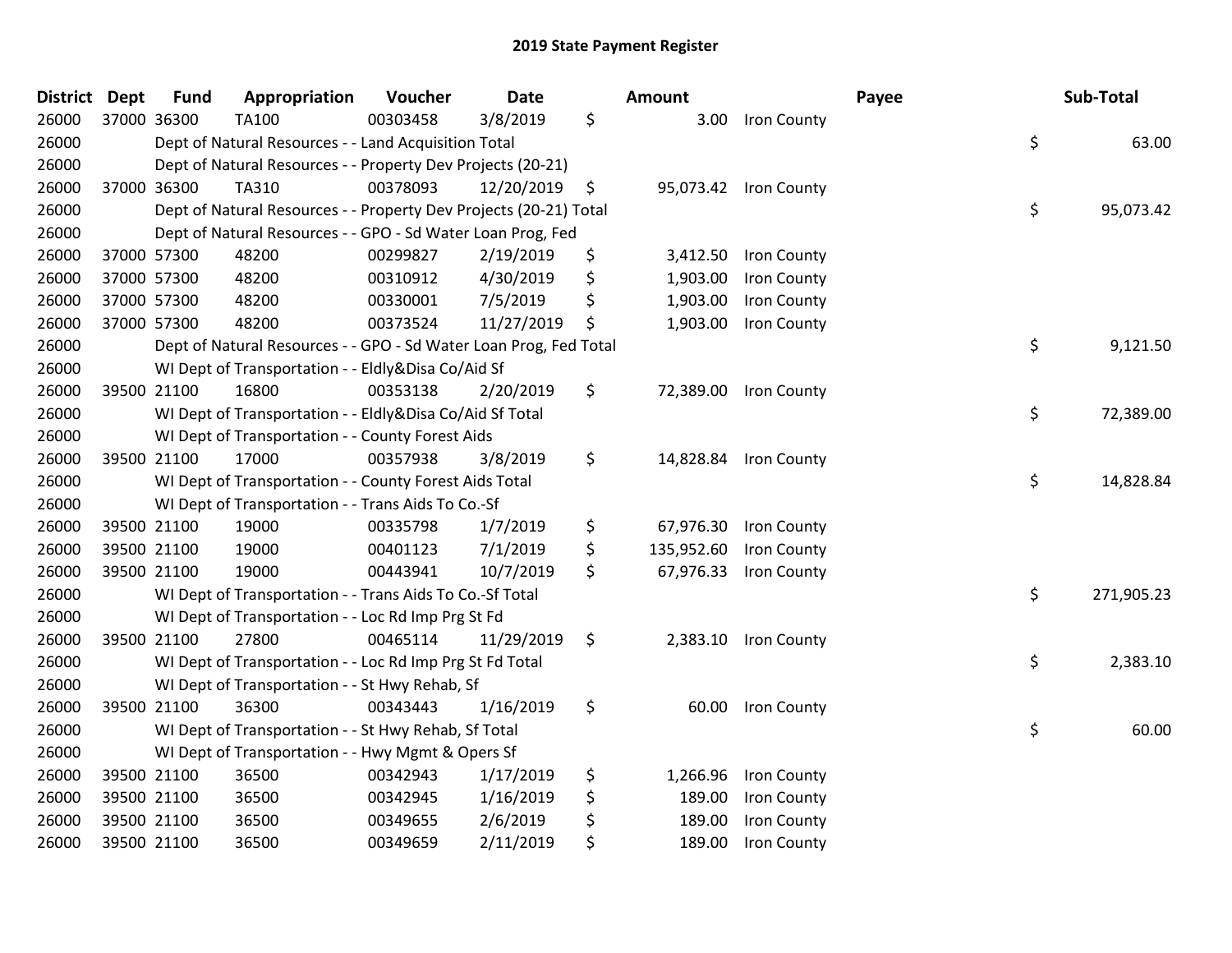# 2019 State Payment Register

| District | Dept | Fund | Appropriation | Voucher | Date | Amount | Payee | Sub-Total |
|---|---|---|---|---|---|---|---|---|
| 26000 | 37000 | 36300 | TA100 | 00303458 | 3/8/2019 | $ 3.00 | Iron County | |
| 26000 | | Dept of Natural Resources - - Land Acquisition Total | | | | | | $ 63.00 |
| 26000 | | Dept of Natural Resources - - Property Dev Projects (20-21) | | | | | | |
| 26000 | 37000 | 36300 | TA310 | 00378093 | 12/20/2019 | $ 95,073.42 | Iron County | |
| 26000 | | Dept of Natural Resources - - Property Dev Projects (20-21) Total | | | | | | $ 95,073.42 |
| 26000 | | Dept of Natural Resources - - GPO - Sd Water Loan Prog, Fed | | | | | | |
| 26000 | 37000 | 57300 | 48200 | 00299827 | 2/19/2019 | $ 3,412.50 | Iron County | |
| 26000 | 37000 | 57300 | 48200 | 00310912 | 4/30/2019 | $ 1,903.00 | Iron County | |
| 26000 | 37000 | 57300 | 48200 | 00330001 | 7/5/2019 | $ 1,903.00 | Iron County | |
| 26000 | 37000 | 57300 | 48200 | 00373524 | 11/27/2019 | $ 1,903.00 | Iron County | |
| 26000 | | Dept of Natural Resources - - GPO - Sd Water Loan Prog, Fed Total | | | | | | $ 9,121.50 |
| 26000 | | WI Dept of Transportation - - Eldly&Disa Co/Aid Sf | | | | | | |
| 26000 | 39500 | 21100 | 16800 | 00353138 | 2/20/2019 | $ 72,389.00 | Iron County | |
| 26000 | | WI Dept of Transportation - - Eldly&Disa Co/Aid Sf Total | | | | | | $ 72,389.00 |
| 26000 | | WI Dept of Transportation - - County Forest Aids | | | | | | |
| 26000 | 39500 | 21100 | 17000 | 00357938 | 3/8/2019 | $ 14,828.84 | Iron County | |
| 26000 | | WI Dept of Transportation - - County Forest Aids Total | | | | | | $ 14,828.84 |
| 26000 | | WI Dept of Transportation - - Trans Aids To Co.-Sf | | | | | | |
| 26000 | 39500 | 21100 | 19000 | 00335798 | 1/7/2019 | $ 67,976.30 | Iron County | |
| 26000 | 39500 | 21100 | 19000 | 00401123 | 7/1/2019 | $ 135,952.60 | Iron County | |
| 26000 | 39500 | 21100 | 19000 | 00443941 | 10/7/2019 | $ 67,976.33 | Iron County | |
| 26000 | | WI Dept of Transportation - - Trans Aids To Co.-Sf Total | | | | | | $ 271,905.23 |
| 26000 | | WI Dept of Transportation - - Loc Rd Imp Prg St Fd | | | | | | |
| 26000 | 39500 | 21100 | 27800 | 00465114 | 11/29/2019 | $ 2,383.10 | Iron County | |
| 26000 | | WI Dept of Transportation - - Loc Rd Imp Prg St Fd Total | | | | | | $ 2,383.10 |
| 26000 | | WI Dept of Transportation - - St Hwy Rehab, Sf | | | | | | |
| 26000 | 39500 | 21100 | 36300 | 00343443 | 1/16/2019 | $ 60.00 | Iron County | |
| 26000 | | WI Dept of Transportation - - St Hwy Rehab, Sf Total | | | | | | $ 60.00 |
| 26000 | | WI Dept of Transportation - - Hwy Mgmt & Opers Sf | | | | | | |
| 26000 | 39500 | 21100 | 36500 | 00342943 | 1/17/2019 | $ 1,266.96 | Iron County | |
| 26000 | 39500 | 21100 | 36500 | 00342945 | 1/16/2019 | $ 189.00 | Iron County | |
| 26000 | 39500 | 21100 | 36500 | 00349655 | 2/6/2019 | $ 189.00 | Iron County | |
| 26000 | 39500 | 21100 | 36500 | 00349659 | 2/11/2019 | $ 189.00 | Iron County | |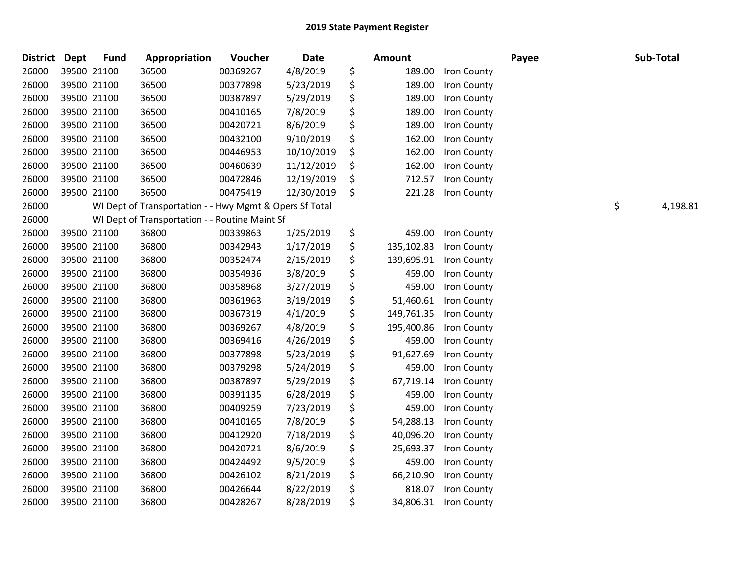# 2019 State Payment Register

| District | Dept | Fund | Appropriation | Voucher | Date | Amount | | Payee | Sub-Total |
|---|---|---|---|---|---|---|---|---|---|
| 26000 | 39500 | 21100 | 36500 | 00369267 | 4/8/2019 | $ | 189.00 | Iron County | |
| 26000 | 39500 | 21100 | 36500 | 00377898 | 5/23/2019 | $ | 189.00 | Iron County | |
| 26000 | 39500 | 21100 | 36500 | 00387897 | 5/29/2019 | $ | 189.00 | Iron County | |
| 26000 | 39500 | 21100 | 36500 | 00410165 | 7/8/2019 | $ | 189.00 | Iron County | |
| 26000 | 39500 | 21100 | 36500 | 00420721 | 8/6/2019 | $ | 189.00 | Iron County | |
| 26000 | 39500 | 21100 | 36500 | 00432100 | 9/10/2019 | $ | 162.00 | Iron County | |
| 26000 | 39500 | 21100 | 36500 | 00446953 | 10/10/2019 | $ | 162.00 | Iron County | |
| 26000 | 39500 | 21100 | 36500 | 00460639 | 11/12/2019 | $ | 162.00 | Iron County | |
| 26000 | 39500 | 21100 | 36500 | 00472846 | 12/19/2019 | $ | 712.57 | Iron County | |
| 26000 | 39500 | 21100 | 36500 | 00475419 | 12/30/2019 | $ | 221.28 | Iron County | |
| 26000 | | WI Dept of Transportation - - Hwy Mgmt & Opers Sf Total | | | | | | | $ 4,198.81 |
| 26000 | | WI Dept of Transportation - - Routine Maint Sf | | | | | | | |
| 26000 | 39500 | 21100 | 36800 | 00339863 | 1/25/2019 | $ | 459.00 | Iron County | |
| 26000 | 39500 | 21100 | 36800 | 00342943 | 1/17/2019 | $ | 135,102.83 | Iron County | |
| 26000 | 39500 | 21100 | 36800 | 00352474 | 2/15/2019 | $ | 139,695.91 | Iron County | |
| 26000 | 39500 | 21100 | 36800 | 00354936 | 3/8/2019 | $ | 459.00 | Iron County | |
| 26000 | 39500 | 21100 | 36800 | 00358968 | 3/27/2019 | $ | 459.00 | Iron County | |
| 26000 | 39500 | 21100 | 36800 | 00361963 | 3/19/2019 | $ | 51,460.61 | Iron County | |
| 26000 | 39500 | 21100 | 36800 | 00367319 | 4/1/2019 | $ | 149,761.35 | Iron County | |
| 26000 | 39500 | 21100 | 36800 | 00369267 | 4/8/2019 | $ | 195,400.86 | Iron County | |
| 26000 | 39500 | 21100 | 36800 | 00369416 | 4/26/2019 | $ | 459.00 | Iron County | |
| 26000 | 39500 | 21100 | 36800 | 00377898 | 5/23/2019 | $ | 91,627.69 | Iron County | |
| 26000 | 39500 | 21100 | 36800 | 00379298 | 5/24/2019 | $ | 459.00 | Iron County | |
| 26000 | 39500 | 21100 | 36800 | 00387897 | 5/29/2019 | $ | 67,719.14 | Iron County | |
| 26000 | 39500 | 21100 | 36800 | 00391135 | 6/28/2019 | $ | 459.00 | Iron County | |
| 26000 | 39500 | 21100 | 36800 | 00409259 | 7/23/2019 | $ | 459.00 | Iron County | |
| 26000 | 39500 | 21100 | 36800 | 00410165 | 7/8/2019 | $ | 54,288.13 | Iron County | |
| 26000 | 39500 | 21100 | 36800 | 00412920 | 7/18/2019 | $ | 40,096.20 | Iron County | |
| 26000 | 39500 | 21100 | 36800 | 00420721 | 8/6/2019 | $ | 25,693.37 | Iron County | |
| 26000 | 39500 | 21100 | 36800 | 00424492 | 9/5/2019 | $ | 459.00 | Iron County | |
| 26000 | 39500 | 21100 | 36800 | 00426102 | 8/21/2019 | $ | 66,210.90 | Iron County | |
| 26000 | 39500 | 21100 | 36800 | 00426644 | 8/22/2019 | $ | 818.07 | Iron County | |
| 26000 | 39500 | 21100 | 36800 | 00428267 | 8/28/2019 | $ | 34,806.31 | Iron County | |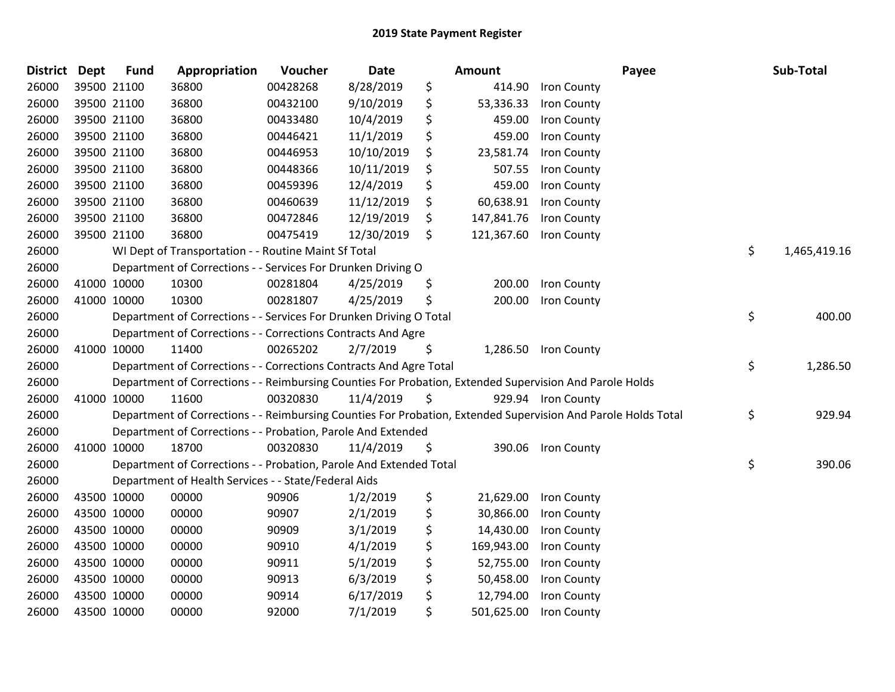# 2019 State Payment Register

| District | Dept | Fund | Appropriation | Voucher | Date | Amount | Payee | Sub-Total |
|---|---|---|---|---|---|---|---|---|
| 26000 | 39500 | 21100 | 36800 | 00428268 | 8/28/2019 | $ 414.90 | Iron County | |
| 26000 | 39500 | 21100 | 36800 | 00432100 | 9/10/2019 | $ 53,336.33 | Iron County | |
| 26000 | 39500 | 21100 | 36800 | 00433480 | 10/4/2019 | $ 459.00 | Iron County | |
| 26000 | 39500 | 21100 | 36800 | 00446421 | 11/1/2019 | $ 459.00 | Iron County | |
| 26000 | 39500 | 21100 | 36800 | 00446953 | 10/10/2019 | $ 23,581.74 | Iron County | |
| 26000 | 39500 | 21100 | 36800 | 00448366 | 10/11/2019 | $ 507.55 | Iron County | |
| 26000 | 39500 | 21100 | 36800 | 00459396 | 12/4/2019 | $ 459.00 | Iron County | |
| 26000 | 39500 | 21100 | 36800 | 00460639 | 11/12/2019 | $ 60,638.91 | Iron County | |
| 26000 | 39500 | 21100 | 36800 | 00472846 | 12/19/2019 | $ 147,841.76 | Iron County | |
| 26000 | 39500 | 21100 | 36800 | 00475419 | 12/30/2019 | $ 121,367.60 | Iron County | |
| 26000 | | WI Dept of Transportation - - Routine Maint Sf Total | | | | | | $ 1,465,419.16 |
| 26000 | | Department of Corrections - - Services For Drunken Driving O | | | | | | |
| 26000 | 41000 | 10000 | 10300 | 00281804 | 4/25/2019 | $ 200.00 | Iron County | |
| 26000 | 41000 | 10000 | 10300 | 00281807 | 4/25/2019 | $ 200.00 | Iron County | |
| 26000 | | Department of Corrections - - Services For Drunken Driving O Total | | | | | | $ 400.00 |
| 26000 | | Department of Corrections - - Corrections Contracts And Agre | | | | | | |
| 26000 | 41000 | 10000 | 11400 | 00265202 | 2/7/2019 | $ 1,286.50 | Iron County | |
| 26000 | | Department of Corrections - - Corrections Contracts And Agre Total | | | | | | $ 1,286.50 |
| 26000 | | Department of Corrections - - Reimbursing Counties For Probation, Extended Supervision And Parole Holds | | | | | | |
| 26000 | 41000 | 10000 | 11600 | 00320830 | 11/4/2019 | $ 929.94 | Iron County | |
| 26000 | | Department of Corrections - - Reimbursing Counties For Probation, Extended Supervision And Parole Holds Total | | | | | | $ 929.94 |
| 26000 | | Department of Corrections - - Probation, Parole And Extended | | | | | | |
| 26000 | 41000 | 10000 | 18700 | 00320830 | 11/4/2019 | $ 390.06 | Iron County | |
| 26000 | | Department of Corrections - - Probation, Parole And Extended Total | | | | | | $ 390.06 |
| 26000 | | Department of Health Services - - State/Federal Aids | | | | | | |
| 26000 | 43500 | 10000 | 00000 | 90906 | 1/2/2019 | $ 21,629.00 | Iron County | |
| 26000 | 43500 | 10000 | 00000 | 90907 | 2/1/2019 | $ 30,866.00 | Iron County | |
| 26000 | 43500 | 10000 | 00000 | 90909 | 3/1/2019 | $ 14,430.00 | Iron County | |
| 26000 | 43500 | 10000 | 00000 | 90910 | 4/1/2019 | $ 169,943.00 | Iron County | |
| 26000 | 43500 | 10000 | 00000 | 90911 | 5/1/2019 | $ 52,755.00 | Iron County | |
| 26000 | 43500 | 10000 | 00000 | 90913 | 6/3/2019 | $ 50,458.00 | Iron County | |
| 26000 | 43500 | 10000 | 00000 | 90914 | 6/17/2019 | $ 12,794.00 | Iron County | |
| 26000 | 43500 | 10000 | 00000 | 92000 | 7/1/2019 | $ 501,625.00 | Iron County | |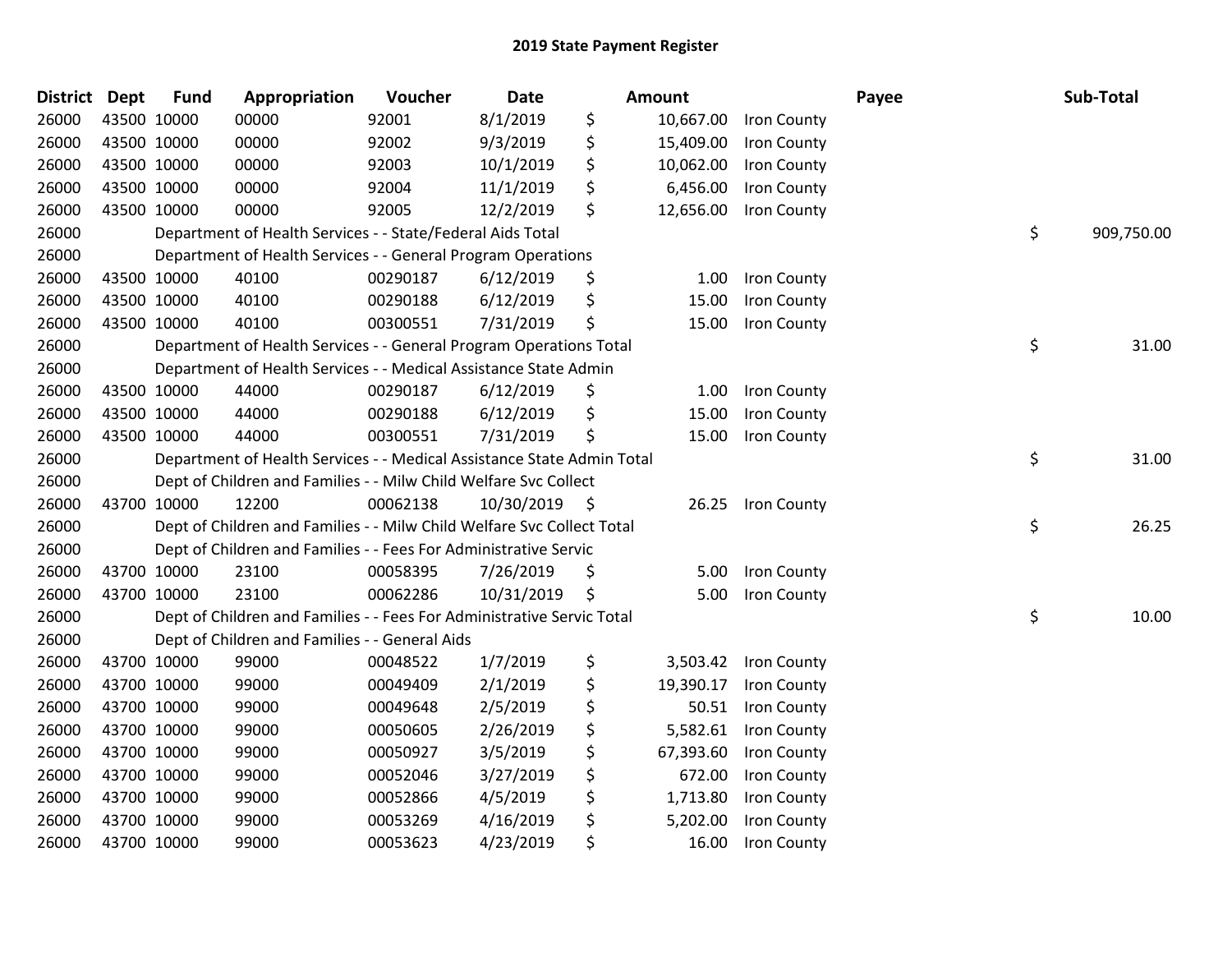# 2019 State Payment Register

| District | Dept | Fund | Appropriation | Voucher | Date | Amount | Payee | Sub-Total |
|---|---|---|---|---|---|---|---|---|
| 26000 | 43500 | 10000 | 00000 | 92001 | 8/1/2019 | $ 10,667.00 | Iron County | |
| 26000 | 43500 | 10000 | 00000 | 92002 | 9/3/2019 | $ 15,409.00 | Iron County | |
| 26000 | 43500 | 10000 | 00000 | 92003 | 10/1/2019 | $ 10,062.00 | Iron County | |
| 26000 | 43500 | 10000 | 00000 | 92004 | 11/1/2019 | $ 6,456.00 | Iron County | |
| 26000 | 43500 | 10000 | 00000 | 92005 | 12/2/2019 | $ 12,656.00 | Iron County | |
| 26000 | | | Department of Health Services - - State/Federal Aids Total | | | | | $ 909,750.00 |
| 26000 | | | Department of Health Services - - General Program Operations | | | | | |
| 26000 | 43500 | 10000 | 40100 | 00290187 | 6/12/2019 | $ 1.00 | Iron County | |
| 26000 | 43500 | 10000 | 40100 | 00290188 | 6/12/2019 | $ 15.00 | Iron County | |
| 26000 | 43500 | 10000 | 40100 | 00300551 | 7/31/2019 | $ 15.00 | Iron County | |
| 26000 | | | Department of Health Services - - General Program Operations Total | | | | | $ 31.00 |
| 26000 | | | Department of Health Services - - Medical Assistance State Admin | | | | | |
| 26000 | 43500 | 10000 | 44000 | 00290187 | 6/12/2019 | $ 1.00 | Iron County | |
| 26000 | 43500 | 10000 | 44000 | 00290188 | 6/12/2019 | $ 15.00 | Iron County | |
| 26000 | 43500 | 10000 | 44000 | 00300551 | 7/31/2019 | $ 15.00 | Iron County | |
| 26000 | | | Department of Health Services - - Medical Assistance State Admin Total | | | | | $ 31.00 |
| 26000 | | | Dept of Children and Families - - Milw Child Welfare Svc Collect | | | | | |
| 26000 | 43700 | 10000 | 12200 | 00062138 | 10/30/2019 | $ 26.25 | Iron County | |
| 26000 | | | Dept of Children and Families - - Milw Child Welfare Svc Collect Total | | | | | $ 26.25 |
| 26000 | | | Dept of Children and Families - - Fees For Administrative Servic | | | | | |
| 26000 | 43700 | 10000 | 23100 | 00058395 | 7/26/2019 | $ 5.00 | Iron County | |
| 26000 | 43700 | 10000 | 23100 | 00062286 | 10/31/2019 | $ 5.00 | Iron County | |
| 26000 | | | Dept of Children and Families - - Fees For Administrative Servic Total | | | | | $ 10.00 |
| 26000 | | | Dept of Children and Families - - General Aids | | | | | |
| 26000 | 43700 | 10000 | 99000 | 00048522 | 1/7/2019 | $ 3,503.42 | Iron County | |
| 26000 | 43700 | 10000 | 99000 | 00049409 | 2/1/2019 | $ 19,390.17 | Iron County | |
| 26000 | 43700 | 10000 | 99000 | 00049648 | 2/5/2019 | $ 50.51 | Iron County | |
| 26000 | 43700 | 10000 | 99000 | 00050605 | 2/26/2019 | $ 5,582.61 | Iron County | |
| 26000 | 43700 | 10000 | 99000 | 00050927 | 3/5/2019 | $ 67,393.60 | Iron County | |
| 26000 | 43700 | 10000 | 99000 | 00052046 | 3/27/2019 | $ 672.00 | Iron County | |
| 26000 | 43700 | 10000 | 99000 | 00052866 | 4/5/2019 | $ 1,713.80 | Iron County | |
| 26000 | 43700 | 10000 | 99000 | 00053269 | 4/16/2019 | $ 5,202.00 | Iron County | |
| 26000 | 43700 | 10000 | 99000 | 00053623 | 4/23/2019 | $ 16.00 | Iron County | |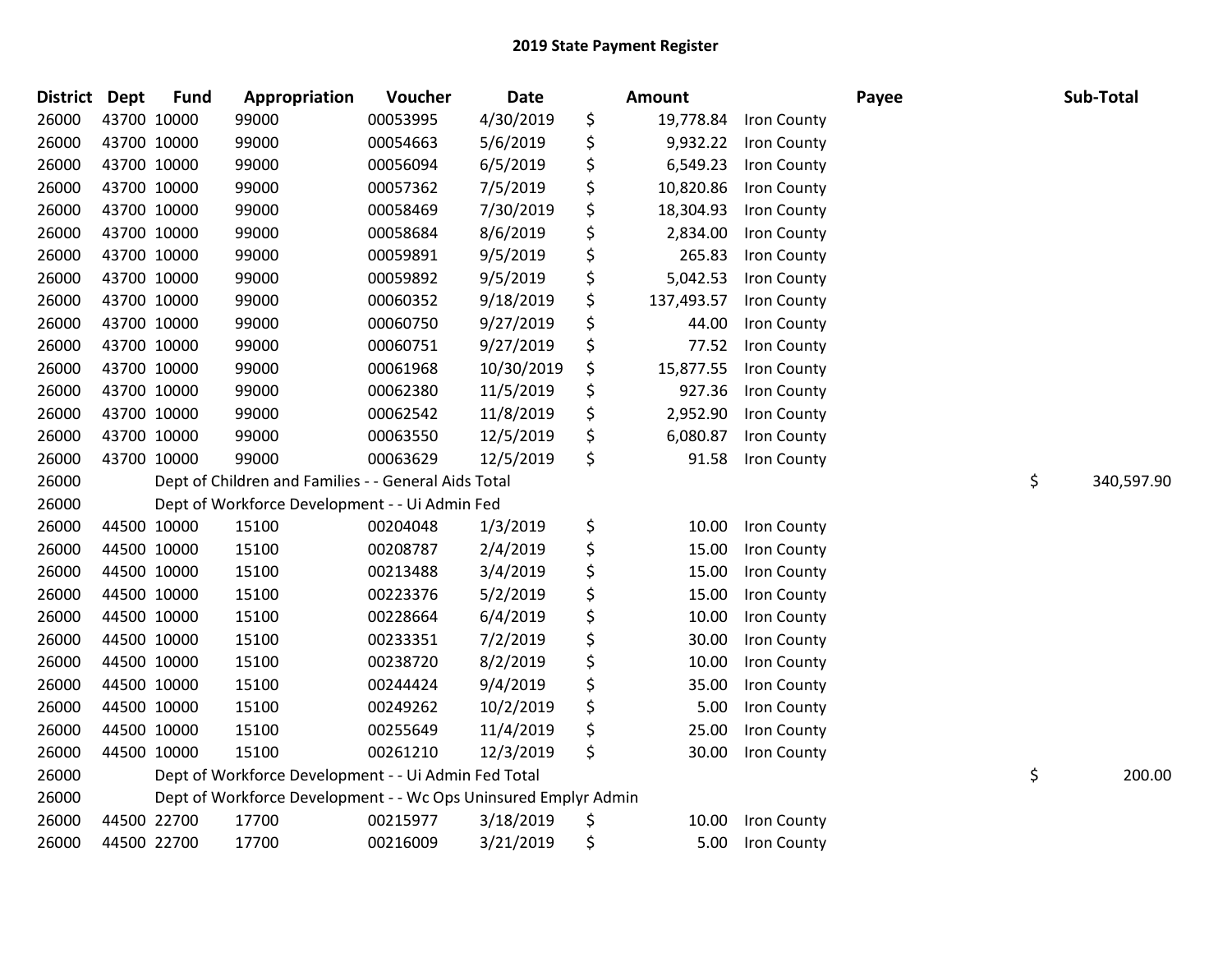## 2019 State Payment Register

| District | Dept | Fund | Appropriation | Voucher | Date | Amount | Payee | Sub-Total |
|---|---|---|---|---|---|---|---|---|
| 26000 | 43700 | 10000 | 99000 | 00053995 | 4/30/2019 | $ 19,778.84 | Iron County | |
| 26000 | 43700 | 10000 | 99000 | 00054663 | 5/6/2019 | $ 9,932.22 | Iron County | |
| 26000 | 43700 | 10000 | 99000 | 00056094 | 6/5/2019 | $ 6,549.23 | Iron County | |
| 26000 | 43700 | 10000 | 99000 | 00057362 | 7/5/2019 | $ 10,820.86 | Iron County | |
| 26000 | 43700 | 10000 | 99000 | 00058469 | 7/30/2019 | $ 18,304.93 | Iron County | |
| 26000 | 43700 | 10000 | 99000 | 00058684 | 8/6/2019 | $ 2,834.00 | Iron County | |
| 26000 | 43700 | 10000 | 99000 | 00059891 | 9/5/2019 | $ 265.83 | Iron County | |
| 26000 | 43700 | 10000 | 99000 | 00059892 | 9/5/2019 | $ 5,042.53 | Iron County | |
| 26000 | 43700 | 10000 | 99000 | 00060352 | 9/18/2019 | $ 137,493.57 | Iron County | |
| 26000 | 43700 | 10000 | 99000 | 00060750 | 9/27/2019 | $ 44.00 | Iron County | |
| 26000 | 43700 | 10000 | 99000 | 00060751 | 9/27/2019 | $ 77.52 | Iron County | |
| 26000 | 43700 | 10000 | 99000 | 00061968 | 10/30/2019 | $ 15,877.55 | Iron County | |
| 26000 | 43700 | 10000 | 99000 | 00062380 | 11/5/2019 | $ 927.36 | Iron County | |
| 26000 | 43700 | 10000 | 99000 | 00062542 | 11/8/2019 | $ 2,952.90 | Iron County | |
| 26000 | 43700 | 10000 | 99000 | 00063550 | 12/5/2019 | $ 6,080.87 | Iron County | |
| 26000 | 43700 | 10000 | 99000 | 00063629 | 12/5/2019 | $ 91.58 | Iron County | |
| 26000 | | Dept of Children and Families - - General Aids Total | | | | | | $ 340,597.90 |
| 26000 | | Dept of Workforce Development - - Ui Admin Fed | | | | | | |
| 26000 | 44500 | 10000 | 15100 | 00204048 | 1/3/2019 | $ 10.00 | Iron County | |
| 26000 | 44500 | 10000 | 15100 | 00208787 | 2/4/2019 | $ 15.00 | Iron County | |
| 26000 | 44500 | 10000 | 15100 | 00213488 | 3/4/2019 | $ 15.00 | Iron County | |
| 26000 | 44500 | 10000 | 15100 | 00223376 | 5/2/2019 | $ 15.00 | Iron County | |
| 26000 | 44500 | 10000 | 15100 | 00228664 | 6/4/2019 | $ 10.00 | Iron County | |
| 26000 | 44500 | 10000 | 15100 | 00233351 | 7/2/2019 | $ 30.00 | Iron County | |
| 26000 | 44500 | 10000 | 15100 | 00238720 | 8/2/2019 | $ 10.00 | Iron County | |
| 26000 | 44500 | 10000 | 15100 | 00244424 | 9/4/2019 | $ 35.00 | Iron County | |
| 26000 | 44500 | 10000 | 15100 | 00249262 | 10/2/2019 | $ 5.00 | Iron County | |
| 26000 | 44500 | 10000 | 15100 | 00255649 | 11/4/2019 | $ 25.00 | Iron County | |
| 26000 | 44500 | 10000 | 15100 | 00261210 | 12/3/2019 | $ 30.00 | Iron County | |
| 26000 | | Dept of Workforce Development - - Ui Admin Fed Total | | | | | | $ 200.00 |
| 26000 | | Dept of Workforce Development - - Wc Ops Uninsured Emplyr Admin | | | | | | |
| 26000 | 44500 | 22700 | 17700 | 00215977 | 3/18/2019 | $ 10.00 | Iron County | |
| 26000 | 44500 | 22700 | 17700 | 00216009 | 3/21/2019 | $ 5.00 | Iron County | |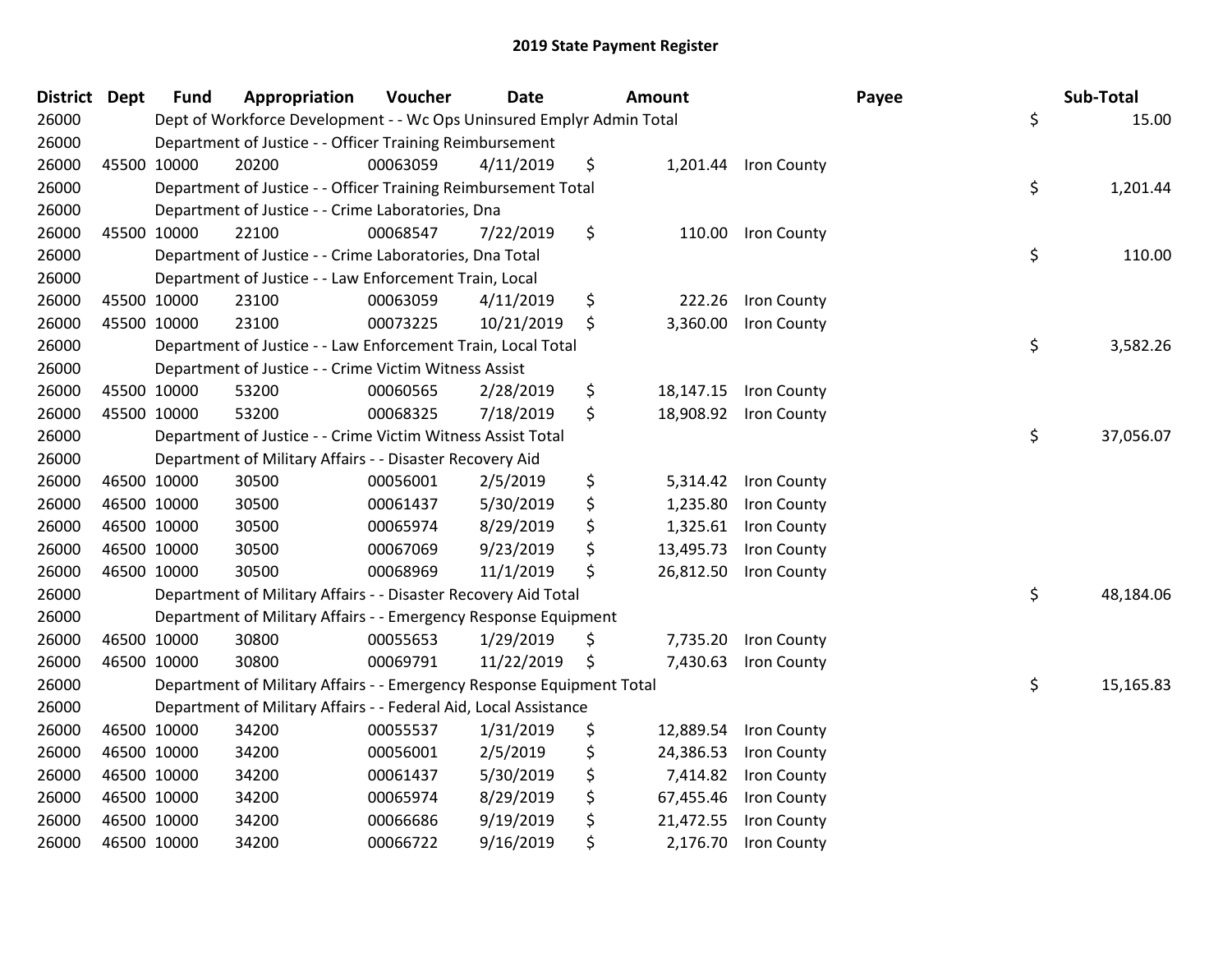## 2019 State Payment Register

| District | Dept | Fund | Appropriation | Voucher | Date | Amount | Payee | Sub-Total |
|---|---|---|---|---|---|---|---|---|
| 26000 | | Dept of Workforce Development - - Wc Ops Uninsured Emplyr Admin Total | | | | | | $ 15.00 |
| 26000 | | Department of Justice - - Officer Training Reimbursement | | | | | | |
| 26000 | 45500 | 10000 | 20200 | 00063059 | 4/11/2019 | $ 1,201.44 | Iron County | |
| 26000 | | Department of Justice - - Officer Training Reimbursement Total | | | | | | $ 1,201.44 |
| 26000 | | Department of Justice - - Crime Laboratories, Dna | | | | | | |
| 26000 | 45500 | 10000 | 22100 | 00068547 | 7/22/2019 | $ 110.00 | Iron County | |
| 26000 | | Department of Justice - - Crime Laboratories, Dna Total | | | | | | $ 110.00 |
| 26000 | | Department of Justice - - Law Enforcement Train, Local | | | | | | |
| 26000 | 45500 | 10000 | 23100 | 00063059 | 4/11/2019 | $ 222.26 | Iron County | |
| 26000 | 45500 | 10000 | 23100 | 00073225 | 10/21/2019 | $ 3,360.00 | Iron County | |
| 26000 | | Department of Justice - - Law Enforcement Train, Local Total | | | | | | $ 3,582.26 |
| 26000 | | Department of Justice - - Crime Victim Witness Assist | | | | | | |
| 26000 | 45500 | 10000 | 53200 | 00060565 | 2/28/2019 | $ 18,147.15 | Iron County | |
| 26000 | 45500 | 10000 | 53200 | 00068325 | 7/18/2019 | $ 18,908.92 | Iron County | |
| 26000 | | Department of Justice - - Crime Victim Witness Assist Total | | | | | | $ 37,056.07 |
| 26000 | | Department of Military Affairs - - Disaster Recovery Aid | | | | | | |
| 26000 | 46500 | 10000 | 30500 | 00056001 | 2/5/2019 | $ 5,314.42 | Iron County | |
| 26000 | 46500 | 10000 | 30500 | 00061437 | 5/30/2019 | $ 1,235.80 | Iron County | |
| 26000 | 46500 | 10000 | 30500 | 00065974 | 8/29/2019 | $ 1,325.61 | Iron County | |
| 26000 | 46500 | 10000 | 30500 | 00067069 | 9/23/2019 | $ 13,495.73 | Iron County | |
| 26000 | 46500 | 10000 | 30500 | 00068969 | 11/1/2019 | $ 26,812.50 | Iron County | |
| 26000 | | Department of Military Affairs - - Disaster Recovery Aid Total | | | | | | $ 48,184.06 |
| 26000 | | Department of Military Affairs - - Emergency Response Equipment | | | | | | |
| 26000 | 46500 | 10000 | 30800 | 00055653 | 1/29/2019 | $ 7,735.20 | Iron County | |
| 26000 | 46500 | 10000 | 30800 | 00069791 | 11/22/2019 | $ 7,430.63 | Iron County | |
| 26000 | | Department of Military Affairs - - Emergency Response Equipment Total | | | | | | $ 15,165.83 |
| 26000 | | Department of Military Affairs - - Federal Aid, Local Assistance | | | | | | |
| 26000 | 46500 | 10000 | 34200 | 00055537 | 1/31/2019 | $ 12,889.54 | Iron County | |
| 26000 | 46500 | 10000 | 34200 | 00056001 | 2/5/2019 | $ 24,386.53 | Iron County | |
| 26000 | 46500 | 10000 | 34200 | 00061437 | 5/30/2019 | $ 7,414.82 | Iron County | |
| 26000 | 46500 | 10000 | 34200 | 00065974 | 8/29/2019 | $ 67,455.46 | Iron County | |
| 26000 | 46500 | 10000 | 34200 | 00066686 | 9/19/2019 | $ 21,472.55 | Iron County | |
| 26000 | 46500 | 10000 | 34200 | 00066722 | 9/16/2019 | $ 2,176.70 | Iron County | |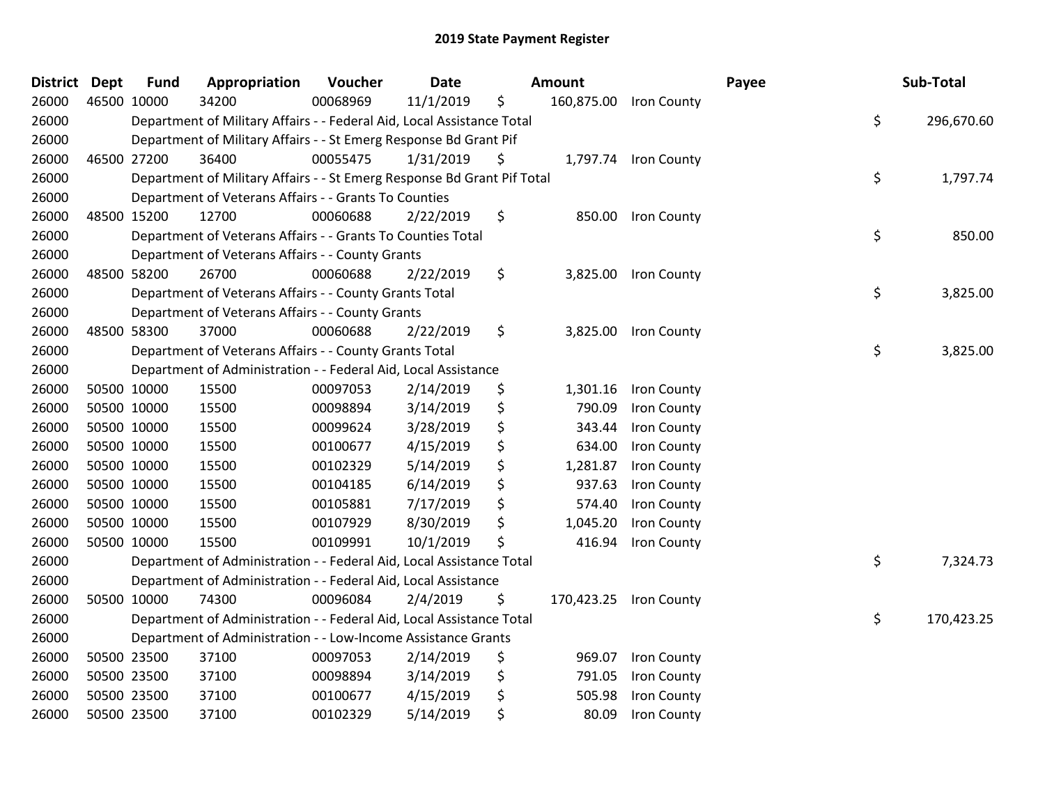# 2019 State Payment Register

| District | Dept | Fund | Appropriation | Voucher | Date | Amount | Payee | Sub-Total |
|---|---|---|---|---|---|---|---|---|
| 26000 | 46500 | 10000 | 34200 | 00068969 | 11/1/2019 | $ 160,875.00 | Iron County | |
| 26000 | | Department of Military Affairs - - Federal Aid, Local Assistance Total | | | | | | $ 296,670.60 |
| 26000 | | Department of Military Affairs - - St Emerg Response Bd Grant Pif | | | | | | |
| 26000 | 46500 | 27200 | 36400 | 00055475 | 1/31/2019 | $ 1,797.74 | Iron County | |
| 26000 | | Department of Military Affairs - - St Emerg Response Bd Grant Pif Total | | | | | | $ 1,797.74 |
| 26000 | | Department of Veterans Affairs - - Grants To Counties | | | | | | |
| 26000 | 48500 | 15200 | 12700 | 00060688 | 2/22/2019 | $ 850.00 | Iron County | |
| 26000 | | Department of Veterans Affairs - - Grants To Counties Total | | | | | | $ 850.00 |
| 26000 | | Department of Veterans Affairs - - County Grants | | | | | | |
| 26000 | 48500 | 58200 | 26700 | 00060688 | 2/22/2019 | $ 3,825.00 | Iron County | |
| 26000 | | Department of Veterans Affairs - - County Grants Total | | | | | | $ 3,825.00 |
| 26000 | | Department of Veterans Affairs - - County Grants | | | | | | |
| 26000 | 48500 | 58300 | 37000 | 00060688 | 2/22/2019 | $ 3,825.00 | Iron County | |
| 26000 | | Department of Veterans Affairs - - County Grants Total | | | | | | $ 3,825.00 |
| 26000 | | Department of Administration - - Federal Aid, Local Assistance | | | | | | |
| 26000 | 50500 | 10000 | 15500 | 00097053 | 2/14/2019 | $ 1,301.16 | Iron County | |
| 26000 | 50500 | 10000 | 15500 | 00098894 | 3/14/2019 | $ 790.09 | Iron County | |
| 26000 | 50500 | 10000 | 15500 | 00099624 | 3/28/2019 | $ 343.44 | Iron County | |
| 26000 | 50500 | 10000 | 15500 | 00100677 | 4/15/2019 | $ 634.00 | Iron County | |
| 26000 | 50500 | 10000 | 15500 | 00102329 | 5/14/2019 | $ 1,281.87 | Iron County | |
| 26000 | 50500 | 10000 | 15500 | 00104185 | 6/14/2019 | $ 937.63 | Iron County | |
| 26000 | 50500 | 10000 | 15500 | 00105881 | 7/17/2019 | $ 574.40 | Iron County | |
| 26000 | 50500 | 10000 | 15500 | 00107929 | 8/30/2019 | $ 1,045.20 | Iron County | |
| 26000 | 50500 | 10000 | 15500 | 00109991 | 10/1/2019 | $ 416.94 | Iron County | |
| 26000 | | Department of Administration - - Federal Aid, Local Assistance Total | | | | | | $ 7,324.73 |
| 26000 | | Department of Administration - - Federal Aid, Local Assistance | | | | | | |
| 26000 | 50500 | 10000 | 74300 | 00096084 | 2/4/2019 | $ 170,423.25 | Iron County | |
| 26000 | | Department of Administration - - Federal Aid, Local Assistance Total | | | | | | $ 170,423.25 |
| 26000 | | Department of Administration - - Low-Income Assistance Grants | | | | | | |
| 26000 | 50500 | 23500 | 37100 | 00097053 | 2/14/2019 | $ 969.07 | Iron County | |
| 26000 | 50500 | 23500 | 37100 | 00098894 | 3/14/2019 | $ 791.05 | Iron County | |
| 26000 | 50500 | 23500 | 37100 | 00100677 | 4/15/2019 | $ 505.98 | Iron County | |
| 26000 | 50500 | 23500 | 37100 | 00102329 | 5/14/2019 | $ 80.09 | Iron County | |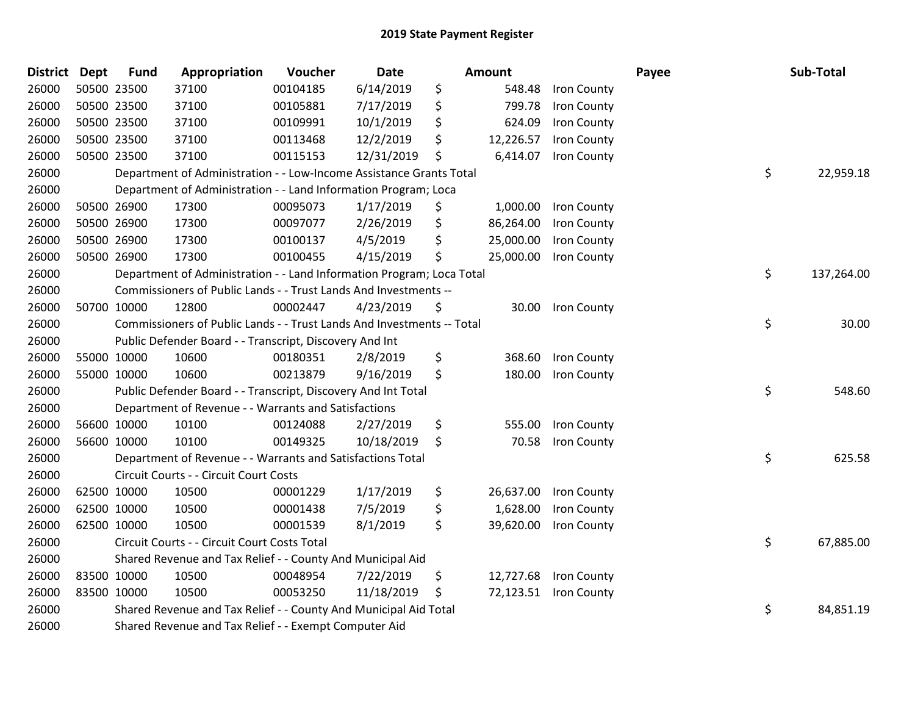# 2019 State Payment Register

| District | Dept | Fund | Appropriation | Voucher | Date | Amount | | Payee | Sub-Total | |
|---|---|---|---|---|---|---|---|---|---|---|
| 26000 | 50500 | 23500 | 37100 | 00104185 | 6/14/2019 | $ | 548.48 | Iron County | | |
| 26000 | 50500 | 23500 | 37100 | 00105881 | 7/17/2019 | $ | 799.78 | Iron County | | |
| 26000 | 50500 | 23500 | 37100 | 00109991 | 10/1/2019 | $ | 624.09 | Iron County | | |
| 26000 | 50500 | 23500 | 37100 | 00113468 | 12/2/2019 | $ | 12,226.57 | Iron County | | |
| 26000 | 50500 | 23500 | 37100 | 00115153 | 12/31/2019 | $ | 6,414.07 | Iron County | | |
| 26000 | | Department of Administration - - Low-Income Assistance Grants Total | | | | | | | $ | 22,959.18 |
| 26000 | | Department of Administration - - Land Information Program; Loca | | | | | | | | |
| 26000 | 50500 | 26900 | 17300 | 00095073 | 1/17/2019 | $ | 1,000.00 | Iron County | | |
| 26000 | 50500 | 26900 | 17300 | 00097077 | 2/26/2019 | $ | 86,264.00 | Iron County | | |
| 26000 | 50500 | 26900 | 17300 | 00100137 | 4/5/2019 | $ | 25,000.00 | Iron County | | |
| 26000 | 50500 | 26900 | 17300 | 00100455 | 4/15/2019 | $ | 25,000.00 | Iron County | | |
| 26000 | | Department of Administration - - Land Information Program; Loca Total | | | | | | | $ | 137,264.00 |
| 26000 | | Commissioners of Public Lands - - Trust Lands And Investments -- | | | | | | | | |
| 26000 | 50700 | 10000 | 12800 | 00002447 | 4/23/2019 | $ | 30.00 | Iron County | | |
| 26000 | | Commissioners of Public Lands - - Trust Lands And Investments -- Total | | | | | | | $ | 30.00 |
| 26000 | | Public Defender Board - - Transcript, Discovery And Int | | | | | | | | |
| 26000 | 55000 | 10000 | 10600 | 00180351 | 2/8/2019 | $ | 368.60 | Iron County | | |
| 26000 | 55000 | 10000 | 10600 | 00213879 | 9/16/2019 | $ | 180.00 | Iron County | | |
| 26000 | | Public Defender Board - - Transcript, Discovery And Int Total | | | | | | | $ | 548.60 |
| 26000 | | Department of Revenue - - Warrants and Satisfactions | | | | | | | | |
| 26000 | 56600 | 10000 | 10100 | 00124088 | 2/27/2019 | $ | 555.00 | Iron County | | |
| 26000 | 56600 | 10000 | 10100 | 00149325 | 10/18/2019 | $ | 70.58 | Iron County | | |
| 26000 | | Department of Revenue - - Warrants and Satisfactions Total | | | | | | | $ | 625.58 |
| 26000 | | Circuit Courts - - Circuit Court Costs | | | | | | | | |
| 26000 | 62500 | 10000 | 10500 | 00001229 | 1/17/2019 | $ | 26,637.00 | Iron County | | |
| 26000 | 62500 | 10000 | 10500 | 00001438 | 7/5/2019 | $ | 1,628.00 | Iron County | | |
| 26000 | 62500 | 10000 | 10500 | 00001539 | 8/1/2019 | $ | 39,620.00 | Iron County | | |
| 26000 | | Circuit Courts - - Circuit Court Costs Total | | | | | | | $ | 67,885.00 |
| 26000 | | Shared Revenue and Tax Relief - - County And Municipal Aid | | | | | | | | |
| 26000 | 83500 | 10000 | 10500 | 00048954 | 7/22/2019 | $ | 12,727.68 | Iron County | | |
| 26000 | 83500 | 10000 | 10500 | 00053250 | 11/18/2019 | $ | 72,123.51 | Iron County | | |
| 26000 | | Shared Revenue and Tax Relief - - County And Municipal Aid Total | | | | | | | $ | 84,851.19 |
| 26000 | | Shared Revenue and Tax Relief - - Exempt Computer Aid | | | | | | | | |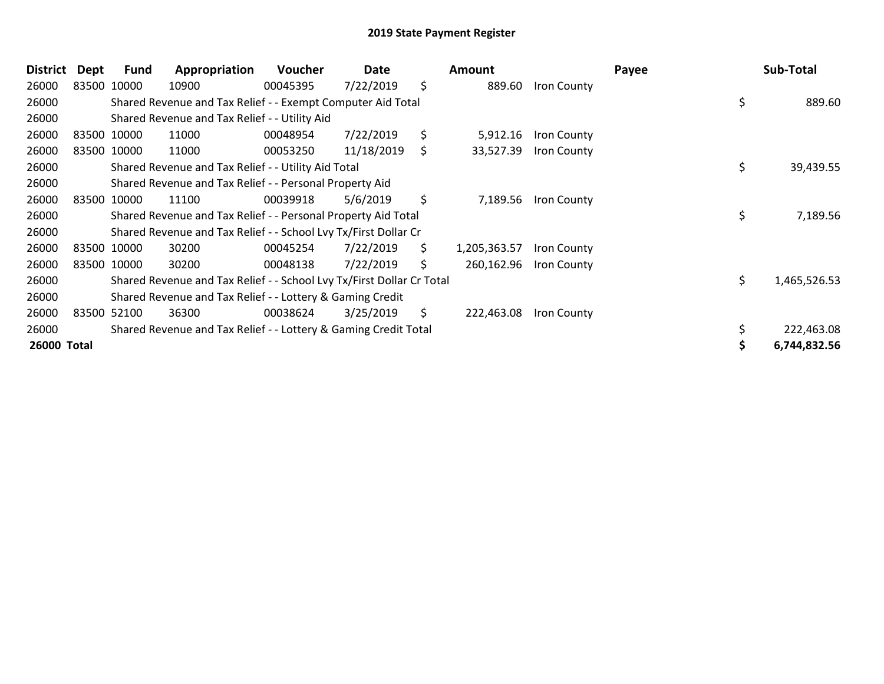# 2019 State Payment Register

| District | Dept | Fund | Appropriation | Voucher | Date | Amount | Payee | Sub-Total |
|---|---|---|---|---|---|---|---|---|
| 26000 | 83500 | 10000 | 10900 | 00045395 | 7/22/2019 | $ 889.60 | Iron County | |
| 26000 | | Shared Revenue and Tax Relief - - Exempt Computer Aid Total | | | | | | $ 889.60 |
| 26000 | | Shared Revenue and Tax Relief - - Utility Aid | | | | | | |
| 26000 | 83500 | 10000 | 11000 | 00048954 | 7/22/2019 | $ 5,912.16 | Iron County | |
| 26000 | 83500 | 10000 | 11000 | 00053250 | 11/18/2019 | $ 33,527.39 | Iron County | |
| 26000 | | Shared Revenue and Tax Relief - - Utility Aid Total | | | | | | $ 39,439.55 |
| 26000 | | Shared Revenue and Tax Relief - - Personal Property Aid | | | | | | |
| 26000 | 83500 | 10000 | 11100 | 00039918 | 5/6/2019 | $ 7,189.56 | Iron County | |
| 26000 | | Shared Revenue and Tax Relief - - Personal Property Aid Total | | | | | | $ 7,189.56 |
| 26000 | | Shared Revenue and Tax Relief - - School Lvy Tx/First Dollar Cr | | | | | | |
| 26000 | 83500 | 10000 | 30200 | 00045254 | 7/22/2019 | $ 1,205,363.57 | Iron County | |
| 26000 | 83500 | 10000 | 30200 | 00048138 | 7/22/2019 | $ 260,162.96 | Iron County | |
| 26000 | | Shared Revenue and Tax Relief - - School Lvy Tx/First Dollar Cr Total | | | | | | $ 1,465,526.53 |
| 26000 | | Shared Revenue and Tax Relief - - Lottery & Gaming Credit | | | | | | |
| 26000 | 83500 | 52100 | 36300 | 00038624 | 3/25/2019 | $ 222,463.08 | Iron County | |
| 26000 | | Shared Revenue and Tax Relief - - Lottery & Gaming Credit Total | | | | | | $ 222,463.08 |
| **26000 Total** | | | | | | | | **$ 6,744,832.56** |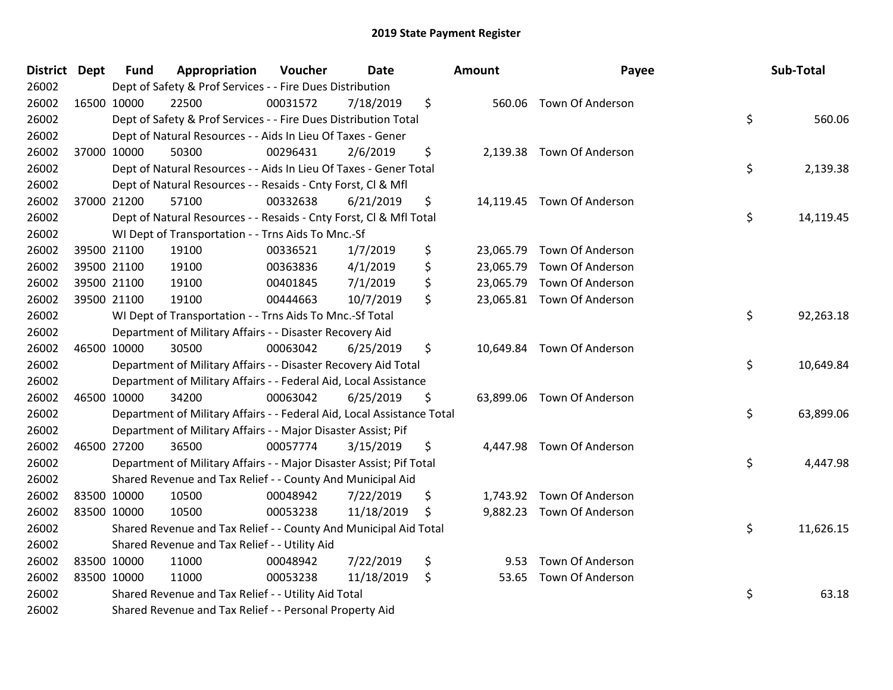# 2019 State Payment Register

| District | Dept | Fund | Appropriation | Voucher | Date | Amount | Payee | Sub-Total |
|---|---|---|---|---|---|---|---|---|
| 26002 | | Dept of Safety & Prof Services - - Fire Dues Distribution | | | | | | |
| 26002 | 16500 | 10000 | 22500 | 00031572 | 7/18/2019 | $ 560.06 | Town Of Anderson | |
| 26002 | | Dept of Safety & Prof Services - - Fire Dues Distribution Total | | | | | | $ 560.06 |
| 26002 | | Dept of Natural Resources - - Aids In Lieu Of Taxes - Gener | | | | | | |
| 26002 | 37000 | 10000 | 50300 | 00296431 | 2/6/2019 | $ 2,139.38 | Town Of Anderson | |
| 26002 | | Dept of Natural Resources - - Aids In Lieu Of Taxes - Gener Total | | | | | | $ 2,139.38 |
| 26002 | | Dept of Natural Resources - - Resaids - Cnty Forst, Cl & Mfl | | | | | | |
| 26002 | 37000 | 21200 | 57100 | 00332638 | 6/21/2019 | $ 14,119.45 | Town Of Anderson | |
| 26002 | | Dept of Natural Resources - - Resaids - Cnty Forst, Cl & Mfl Total | | | | | | $ 14,119.45 |
| 26002 | | WI Dept of Transportation - - Trns Aids To Mnc.-Sf | | | | | | |
| 26002 | 39500 | 21100 | 19100 | 00336521 | 1/7/2019 | $ 23,065.79 | Town Of Anderson | |
| 26002 | 39500 | 21100 | 19100 | 00363836 | 4/1/2019 | $ 23,065.79 | Town Of Anderson | |
| 26002 | 39500 | 21100 | 19100 | 00401845 | 7/1/2019 | $ 23,065.79 | Town Of Anderson | |
| 26002 | 39500 | 21100 | 19100 | 00444663 | 10/7/2019 | $ 23,065.81 | Town Of Anderson | |
| 26002 | | WI Dept of Transportation - - Trns Aids To Mnc.-Sf Total | | | | | | $ 92,263.18 |
| 26002 | | Department of Military Affairs - - Disaster Recovery Aid | | | | | | |
| 26002 | 46500 | 10000 | 30500 | 00063042 | 6/25/2019 | $ 10,649.84 | Town Of Anderson | |
| 26002 | | Department of Military Affairs - - Disaster Recovery Aid Total | | | | | | $ 10,649.84 |
| 26002 | | Department of Military Affairs - - Federal Aid, Local Assistance | | | | | | |
| 26002 | 46500 | 10000 | 34200 | 00063042 | 6/25/2019 | $ 63,899.06 | Town Of Anderson | |
| 26002 | | Department of Military Affairs - - Federal Aid, Local Assistance Total | | | | | | $ 63,899.06 |
| 26002 | | Department of Military Affairs - - Major Disaster Assist; Pif | | | | | | |
| 26002 | 46500 | 27200 | 36500 | 00057774 | 3/15/2019 | $ 4,447.98 | Town Of Anderson | |
| 26002 | | Department of Military Affairs - - Major Disaster Assist; Pif Total | | | | | | $ 4,447.98 |
| 26002 | | Shared Revenue and Tax Relief - - County And Municipal Aid | | | | | | |
| 26002 | 83500 | 10000 | 10500 | 00048942 | 7/22/2019 | $ 1,743.92 | Town Of Anderson | |
| 26002 | 83500 | 10000 | 10500 | 00053238 | 11/18/2019 | $ 9,882.23 | Town Of Anderson | |
| 26002 | | Shared Revenue and Tax Relief - - County And Municipal Aid Total | | | | | | $ 11,626.15 |
| 26002 | | Shared Revenue and Tax Relief - - Utility Aid | | | | | | |
| 26002 | 83500 | 10000 | 11000 | 00048942 | 7/22/2019 | $ 9.53 | Town Of Anderson | |
| 26002 | 83500 | 10000 | 11000 | 00053238 | 11/18/2019 | $ 53.65 | Town Of Anderson | |
| 26002 | | Shared Revenue and Tax Relief - - Utility Aid Total | | | | | | $ 63.18 |
| 26002 | | Shared Revenue and Tax Relief - - Personal Property Aid | | | | | | |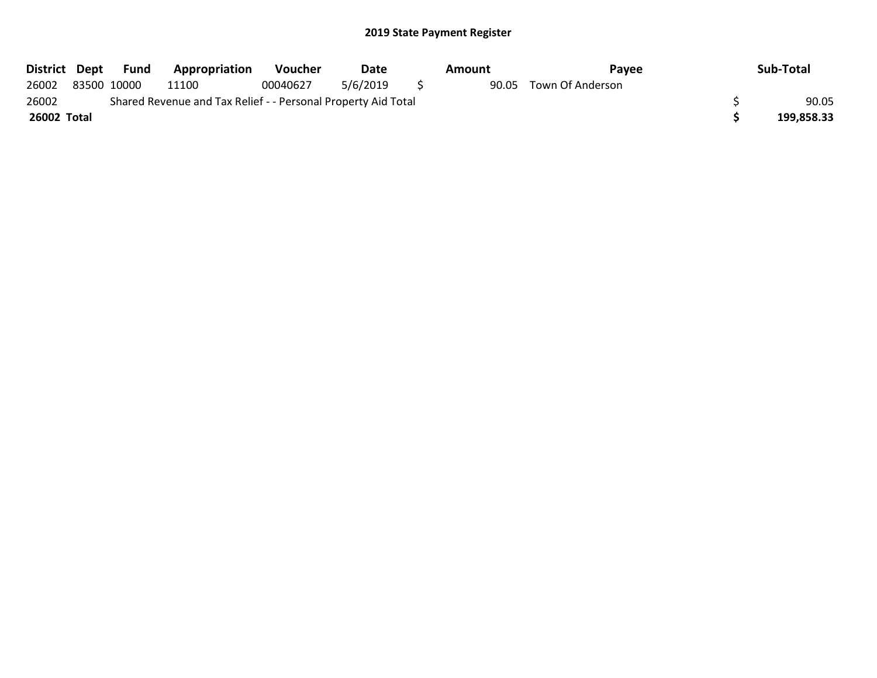## 2019 State Payment Register

| District | Dept | Fund | Appropriation | Voucher | Date | | Amount | Payee | | Sub-Total |
|---|---|---|---|---|---|---|---|---|---|---|
| 26002 | 83500 | 10000 | 11100 | 00040627 | 5/6/2019 | $ | 90.05 | Town Of Anderson | | |
| 26002 | | Shared Revenue and Tax Relief - - Personal Property Aid Total | | | | | | | $ | 90.05 |
| **26002 Total** | | | | | | | | | **$** | **199,858.33** |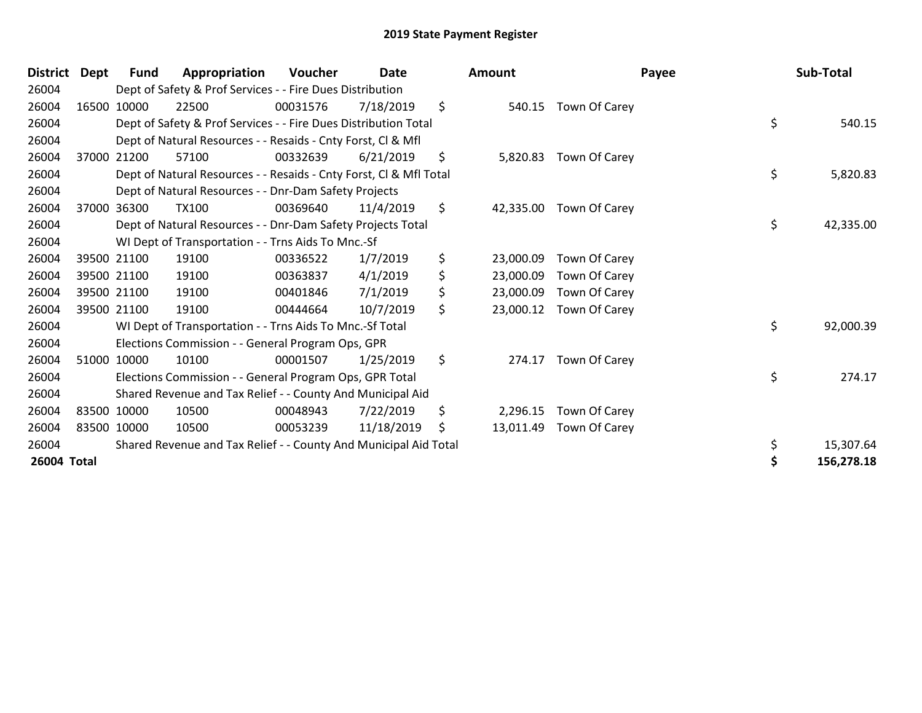# 2019 State Payment Register

| District | Dept | Fund | Appropriation | Voucher | Date | Amount | Payee | Sub-Total |
|---|---|---|---|---|---|---|---|---|
| 26004 | | Dept of Safety & Prof Services - - Fire Dues Distribution | | | | | | |
| 26004 | 16500 | 10000 | 22500 | 00031576 | 7/18/2019 | $ 540.15 | Town Of Carey | |
| 26004 | | Dept of Safety & Prof Services - - Fire Dues Distribution Total | | | | | | $ 540.15 |
| 26004 | | Dept of Natural Resources - - Resaids - Cnty Forst, Cl & Mfl | | | | | | |
| 26004 | 37000 | 21200 | 57100 | 00332639 | 6/21/2019 | $ 5,820.83 | Town Of Carey | |
| 26004 | | Dept of Natural Resources - - Resaids - Cnty Forst, Cl & Mfl Total | | | | | | $ 5,820.83 |
| 26004 | | Dept of Natural Resources - - Dnr-Dam Safety Projects | | | | | | |
| 26004 | 37000 | 36300 | TX100 | 00369640 | 11/4/2019 | $ 42,335.00 | Town Of Carey | |
| 26004 | | Dept of Natural Resources - - Dnr-Dam Safety Projects Total | | | | | | $ 42,335.00 |
| 26004 | | WI Dept of Transportation - - Trns Aids To Mnc.-Sf | | | | | | |
| 26004 | 39500 | 21100 | 19100 | 00336522 | 1/7/2019 | $ 23,000.09 | Town Of Carey | |
| 26004 | 39500 | 21100 | 19100 | 00363837 | 4/1/2019 | $ 23,000.09 | Town Of Carey | |
| 26004 | 39500 | 21100 | 19100 | 00401846 | 7/1/2019 | $ 23,000.09 | Town Of Carey | |
| 26004 | 39500 | 21100 | 19100 | 00444664 | 10/7/2019 | $ 23,000.12 | Town Of Carey | |
| 26004 | | WI Dept of Transportation - - Trns Aids To Mnc.-Sf Total | | | | | | $ 92,000.39 |
| 26004 | | Elections Commission - - General Program Ops, GPR | | | | | | |
| 26004 | 51000 | 10000 | 10100 | 00001507 | 1/25/2019 | $ 274.17 | Town Of Carey | |
| 26004 | | Elections Commission - - General Program Ops, GPR Total | | | | | | $ 274.17 |
| 26004 | | Shared Revenue and Tax Relief - - County And Municipal Aid | | | | | | |
| 26004 | 83500 | 10000 | 10500 | 00048943 | 7/22/2019 | $ 2,296.15 | Town Of Carey | |
| 26004 | 83500 | 10000 | 10500 | 00053239 | 11/18/2019 | $ 13,011.49 | Town Of Carey | |
| 26004 | | Shared Revenue and Tax Relief - - County And Municipal Aid Total | | | | | | $ 15,307.64 |
| **26004 Total** | | | | | | | | **$ 156,278.18** |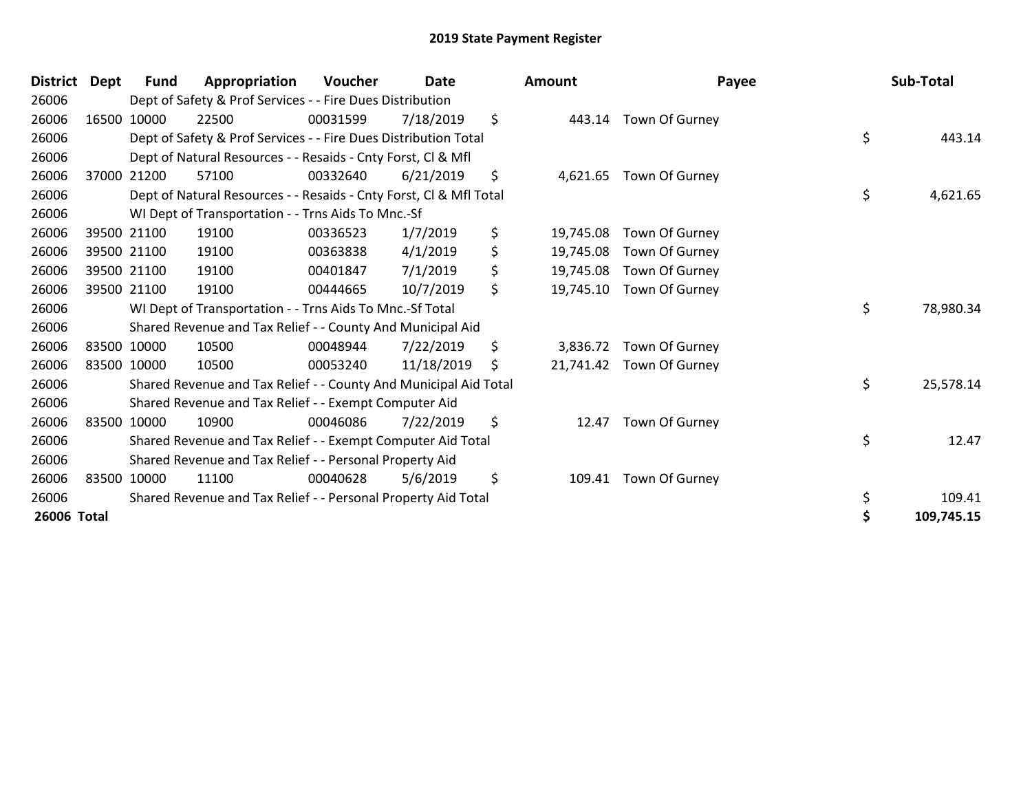# 2019 State Payment Register

| District | Dept | Fund | Appropriation | Voucher | Date | Amount | Payee | Sub-Total |
|---|---|---|---|---|---|---|---|---|
| 26006 | | Dept of Safety & Prof Services - - Fire Dues Distribution | | | | | | |
| 26006 | 16500 | 10000 | 22500 | 00031599 | 7/18/2019 | $ 443.14 | Town Of Gurney | |
| 26006 | | Dept of Safety & Prof Services - - Fire Dues Distribution Total | | | | | | $ 443.14 |
| 26006 | | Dept of Natural Resources - - Resaids - Cnty Forst, Cl & Mfl | | | | | | |
| 26006 | 37000 | 21200 | 57100 | 00332640 | 6/21/2019 | $ 4,621.65 | Town Of Gurney | |
| 26006 | | Dept of Natural Resources - - Resaids - Cnty Forst, Cl & Mfl Total | | | | | | $ 4,621.65 |
| 26006 | | WI Dept of Transportation - - Trns Aids To Mnc.-Sf | | | | | | |
| 26006 | 39500 | 21100 | 19100 | 00336523 | 1/7/2019 | $ 19,745.08 | Town Of Gurney | |
| 26006 | 39500 | 21100 | 19100 | 00363838 | 4/1/2019 | $ 19,745.08 | Town Of Gurney | |
| 26006 | 39500 | 21100 | 19100 | 00401847 | 7/1/2019 | $ 19,745.08 | Town Of Gurney | |
| 26006 | 39500 | 21100 | 19100 | 00444665 | 10/7/2019 | $ 19,745.10 | Town Of Gurney | |
| 26006 | | WI Dept of Transportation - - Trns Aids To Mnc.-Sf Total | | | | | | $ 78,980.34 |
| 26006 | | Shared Revenue and Tax Relief - - County And Municipal Aid | | | | | | |
| 26006 | 83500 | 10000 | 10500 | 00048944 | 7/22/2019 | $ 3,836.72 | Town Of Gurney | |
| 26006 | 83500 | 10000 | 10500 | 00053240 | 11/18/2019 | $ 21,741.42 | Town Of Gurney | |
| 26006 | | Shared Revenue and Tax Relief - - County And Municipal Aid Total | | | | | | $ 25,578.14 |
| 26006 | | Shared Revenue and Tax Relief - - Exempt Computer Aid | | | | | | |
| 26006 | 83500 | 10000 | 10900 | 00046086 | 7/22/2019 | $ 12.47 | Town Of Gurney | |
| 26006 | | Shared Revenue and Tax Relief - - Exempt Computer Aid Total | | | | | | $ 12.47 |
| 26006 | | Shared Revenue and Tax Relief - - Personal Property Aid | | | | | | |
| 26006 | 83500 | 10000 | 11100 | 00040628 | 5/6/2019 | $ 109.41 | Town Of Gurney | |
| 26006 | | Shared Revenue and Tax Relief - - Personal Property Aid Total | | | | | | $ 109.41 |
| **26006 Total** | | | | | | | | **$ 109,745.15** |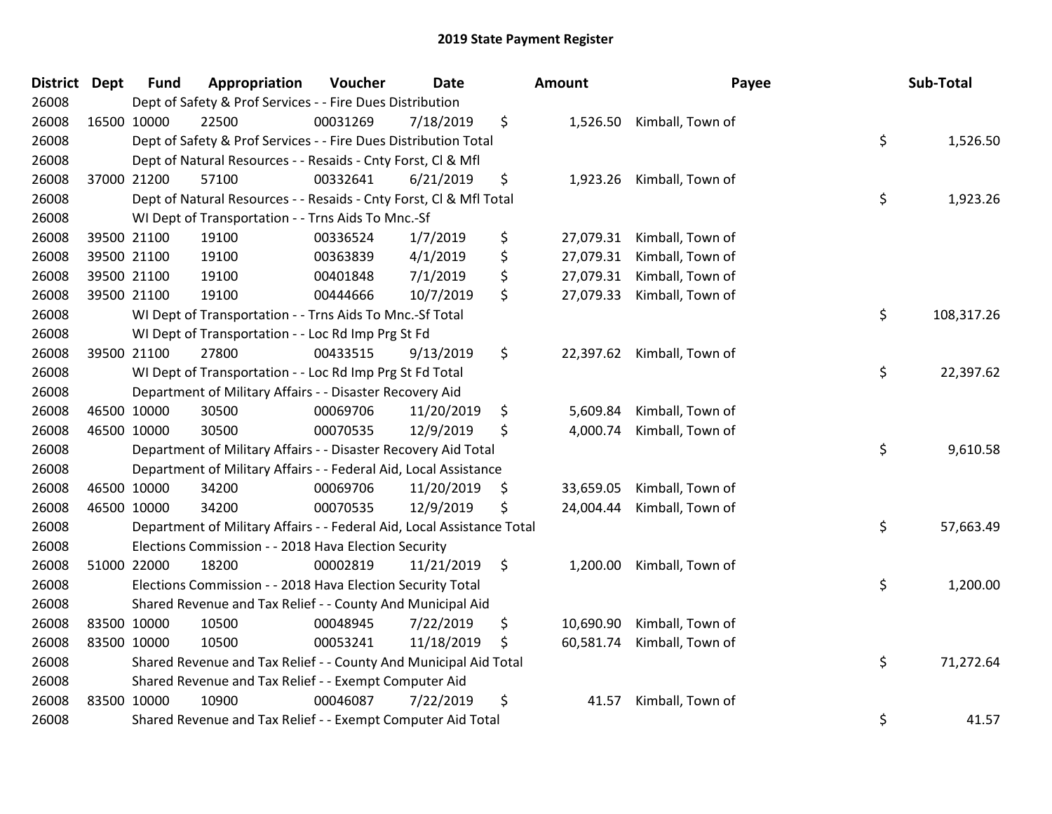## 2019 State Payment Register

| District | Dept | Fund | Appropriation | Voucher | Date | Amount | Payee | Sub-Total |
|---|---|---|---|---|---|---|---|---|
| 26008 | | Dept of Safety & Prof Services - - Fire Dues Distribution | | | | | | |
| 26008 | 16500 | 10000 | 22500 | 00031269 | 7/18/2019 | $ 1,526.50 | Kimball, Town of | |
| 26008 | | Dept of Safety & Prof Services - - Fire Dues Distribution Total | | | | | | $ 1,526.50 |
| 26008 | | Dept of Natural Resources - - Resaids - Cnty Forst, Cl & Mfl | | | | | | |
| 26008 | 37000 | 21200 | 57100 | 00332641 | 6/21/2019 | $ 1,923.26 | Kimball, Town of | |
| 26008 | | Dept of Natural Resources - - Resaids - Cnty Forst, Cl & Mfl Total | | | | | | $ 1,923.26 |
| 26008 | | WI Dept of Transportation - - Trns Aids To Mnc.-Sf | | | | | | |
| 26008 | 39500 | 21100 | 19100 | 00336524 | 1/7/2019 | $ 27,079.31 | Kimball, Town of | |
| 26008 | 39500 | 21100 | 19100 | 00363839 | 4/1/2019 | $ 27,079.31 | Kimball, Town of | |
| 26008 | 39500 | 21100 | 19100 | 00401848 | 7/1/2019 | $ 27,079.31 | Kimball, Town of | |
| 26008 | 39500 | 21100 | 19100 | 00444666 | 10/7/2019 | $ 27,079.33 | Kimball, Town of | |
| 26008 | | WI Dept of Transportation - - Trns Aids To Mnc.-Sf Total | | | | | | $ 108,317.26 |
| 26008 | | WI Dept of Transportation - - Loc Rd Imp Prg St Fd | | | | | | |
| 26008 | 39500 | 21100 | 27800 | 00433515 | 9/13/2019 | $ 22,397.62 | Kimball, Town of | |
| 26008 | | WI Dept of Transportation - - Loc Rd Imp Prg St Fd Total | | | | | | $ 22,397.62 |
| 26008 | | Department of Military Affairs - - Disaster Recovery Aid | | | | | | |
| 26008 | 46500 | 10000 | 30500 | 00069706 | 11/20/2019 | $ 5,609.84 | Kimball, Town of | |
| 26008 | 46500 | 10000 | 30500 | 00070535 | 12/9/2019 | $ 4,000.74 | Kimball, Town of | |
| 26008 | | Department of Military Affairs - - Disaster Recovery Aid Total | | | | | | $ 9,610.58 |
| 26008 | | Department of Military Affairs - - Federal Aid, Local Assistance | | | | | | |
| 26008 | 46500 | 10000 | 34200 | 00069706 | 11/20/2019 | $ 33,659.05 | Kimball, Town of | |
| 26008 | 46500 | 10000 | 34200 | 00070535 | 12/9/2019 | $ 24,004.44 | Kimball, Town of | |
| 26008 | | Department of Military Affairs - - Federal Aid, Local Assistance Total | | | | | | $ 57,663.49 |
| 26008 | | Elections Commission - - 2018 Hava Election Security | | | | | | |
| 26008 | 51000 | 22000 | 18200 | 00002819 | 11/21/2019 | $ 1,200.00 | Kimball, Town of | |
| 26008 | | Elections Commission - - 2018 Hava Election Security Total | | | | | | $ 1,200.00 |
| 26008 | | Shared Revenue and Tax Relief - - County And Municipal Aid | | | | | | |
| 26008 | 83500 | 10000 | 10500 | 00048945 | 7/22/2019 | $ 10,690.90 | Kimball, Town of | |
| 26008 | 83500 | 10000 | 10500 | 00053241 | 11/18/2019 | $ 60,581.74 | Kimball, Town of | |
| 26008 | | Shared Revenue and Tax Relief - - County And Municipal Aid Total | | | | | | $ 71,272.64 |
| 26008 | | Shared Revenue and Tax Relief - - Exempt Computer Aid | | | | | | |
| 26008 | 83500 | 10000 | 10900 | 00046087 | 7/22/2019 | $ 41.57 | Kimball, Town of | |
| 26008 | | Shared Revenue and Tax Relief - - Exempt Computer Aid Total | | | | | | $ 41.57 |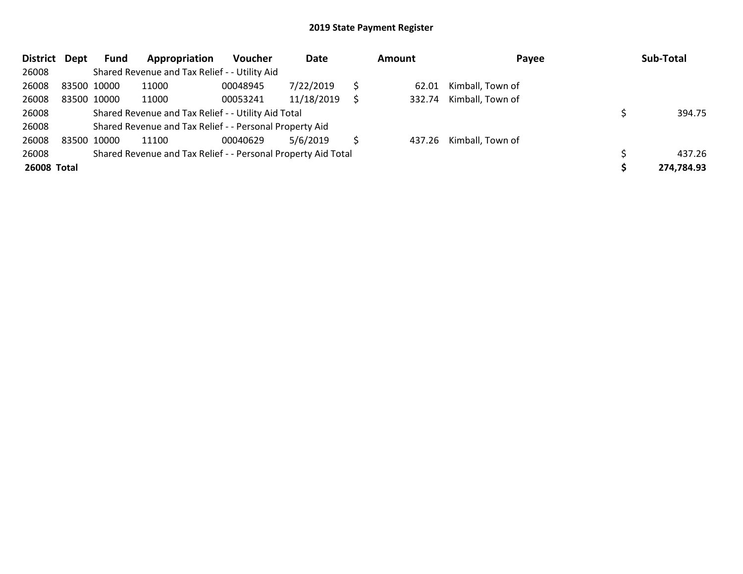# 2019 State Payment Register

| District | Dept | Fund | Appropriation | Voucher | Date | Amount | Payee | Sub-Total |
|---|---|---|---|---|---|---|---|---|
| 26008 | | Shared Revenue and Tax Relief - - Utility Aid | | | | | | |
| 26008 | 83500 | 10000 | 11000 | 00048945 | 7/22/2019 | $ 62.01 | Kimball, Town of | |
| 26008 | 83500 | 10000 | 11000 | 00053241 | 11/18/2019 | $ 332.74 | Kimball, Town of | |
| 26008 | | Shared Revenue and Tax Relief - - Utility Aid Total | | | | | | $ 394.75 |
| 26008 | | Shared Revenue and Tax Relief - - Personal Property Aid | | | | | | |
| 26008 | 83500 | 10000 | 11100 | 00040629 | 5/6/2019 | $ 437.26 | Kimball, Town of | |
| 26008 | | Shared Revenue and Tax Relief - - Personal Property Aid Total | | | | | | $ 437.26 |
| **26008 Total** | | | | | | | | **$ 274,784.93** |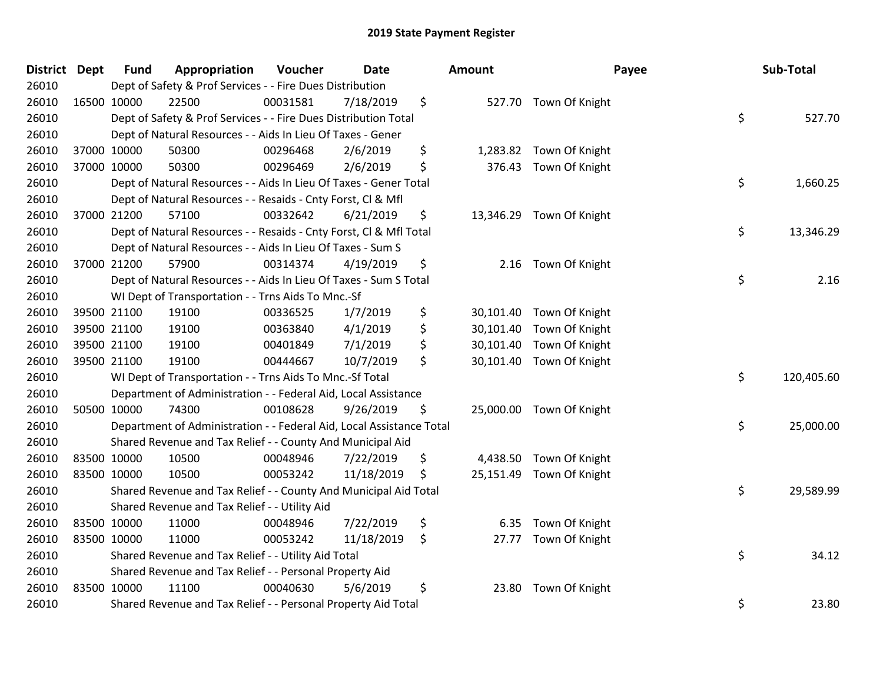# 2019 State Payment Register

| District | Dept | Fund | Appropriation | Voucher | Date | Amount | Payee | Sub-Total |
|---|---|---|---|---|---|---|---|---|
| 26010 | | Dept of Safety & Prof Services - - Fire Dues Distribution | | | | | | |
| 26010 | 16500 | 10000 | 22500 | 00031581 | 7/18/2019 | $ 527.70 | Town Of Knight | |
| 26010 | | Dept of Safety & Prof Services - - Fire Dues Distribution Total | | | | | | $ 527.70 |
| 26010 | | Dept of Natural Resources - - Aids In Lieu Of Taxes - Gener | | | | | | |
| 26010 | 37000 | 10000 | 50300 | 00296468 | 2/6/2019 | $ 1,283.82 | Town Of Knight | |
| 26010 | 37000 | 10000 | 50300 | 00296469 | 2/6/2019 | $ 376.43 | Town Of Knight | |
| 26010 | | Dept of Natural Resources - - Aids In Lieu Of Taxes - Gener Total | | | | | | $ 1,660.25 |
| 26010 | | Dept of Natural Resources - - Resaids - Cnty Forst, Cl & Mfl | | | | | | |
| 26010 | 37000 | 21200 | 57100 | 00332642 | 6/21/2019 | $ 13,346.29 | Town Of Knight | |
| 26010 | | Dept of Natural Resources - - Resaids - Cnty Forst, Cl & Mfl Total | | | | | | $ 13,346.29 |
| 26010 | | Dept of Natural Resources - - Aids In Lieu Of Taxes - Sum S | | | | | | |
| 26010 | 37000 | 21200 | 57900 | 00314374 | 4/19/2019 | $ 2.16 | Town Of Knight | |
| 26010 | | Dept of Natural Resources - - Aids In Lieu Of Taxes - Sum S Total | | | | | | $ 2.16 |
| 26010 | | WI Dept of Transportation - - Trns Aids To Mnc.-Sf | | | | | | |
| 26010 | 39500 | 21100 | 19100 | 00336525 | 1/7/2019 | $ 30,101.40 | Town Of Knight | |
| 26010 | 39500 | 21100 | 19100 | 00363840 | 4/1/2019 | $ 30,101.40 | Town Of Knight | |
| 26010 | 39500 | 21100 | 19100 | 00401849 | 7/1/2019 | $ 30,101.40 | Town Of Knight | |
| 26010 | 39500 | 21100 | 19100 | 00444667 | 10/7/2019 | $ 30,101.40 | Town Of Knight | |
| 26010 | | WI Dept of Transportation - - Trns Aids To Mnc.-Sf Total | | | | | | $ 120,405.60 |
| 26010 | | Department of Administration - - Federal Aid, Local Assistance | | | | | | |
| 26010 | 50500 | 10000 | 74300 | 00108628 | 9/26/2019 | $ 25,000.00 | Town Of Knight | |
| 26010 | | Department of Administration - - Federal Aid, Local Assistance Total | | | | | | $ 25,000.00 |
| 26010 | | Shared Revenue and Tax Relief - - County And Municipal Aid | | | | | | |
| 26010 | 83500 | 10000 | 10500 | 00048946 | 7/22/2019 | $ 4,438.50 | Town Of Knight | |
| 26010 | 83500 | 10000 | 10500 | 00053242 | 11/18/2019 | $ 25,151.49 | Town Of Knight | |
| 26010 | | Shared Revenue and Tax Relief - - County And Municipal Aid Total | | | | | | $ 29,589.99 |
| 26010 | | Shared Revenue and Tax Relief - - Utility Aid | | | | | | |
| 26010 | 83500 | 10000 | 11000 | 00048946 | 7/22/2019 | $ 6.35 | Town Of Knight | |
| 26010 | 83500 | 10000 | 11000 | 00053242 | 11/18/2019 | $ 27.77 | Town Of Knight | |
| 26010 | | Shared Revenue and Tax Relief - - Utility Aid Total | | | | | | $ 34.12 |
| 26010 | | Shared Revenue and Tax Relief - - Personal Property Aid | | | | | | |
| 26010 | 83500 | 10000 | 11100 | 00040630 | 5/6/2019 | $ 23.80 | Town Of Knight | |
| 26010 | | Shared Revenue and Tax Relief - - Personal Property Aid Total | | | | | | $ 23.80 |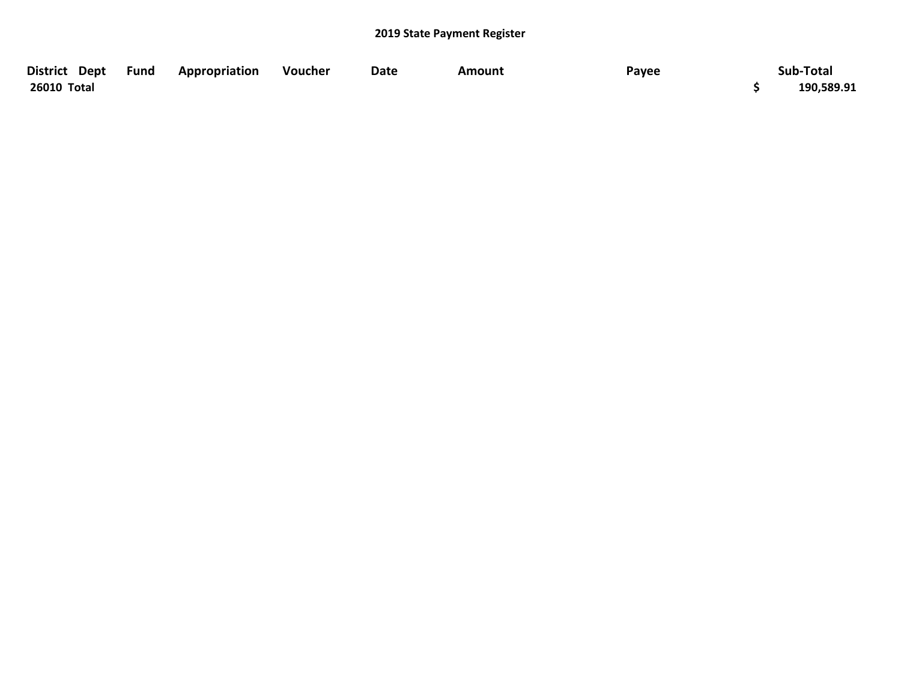# 2019 State Payment Register

| District | Dept | Fund | Appropriation | Voucher | Date | Amount | Payee | Sub-Total |
|---|---|---|---|---|---|---|---|---|
| 26010 Total | | | | | | | | $ 190,589.91 |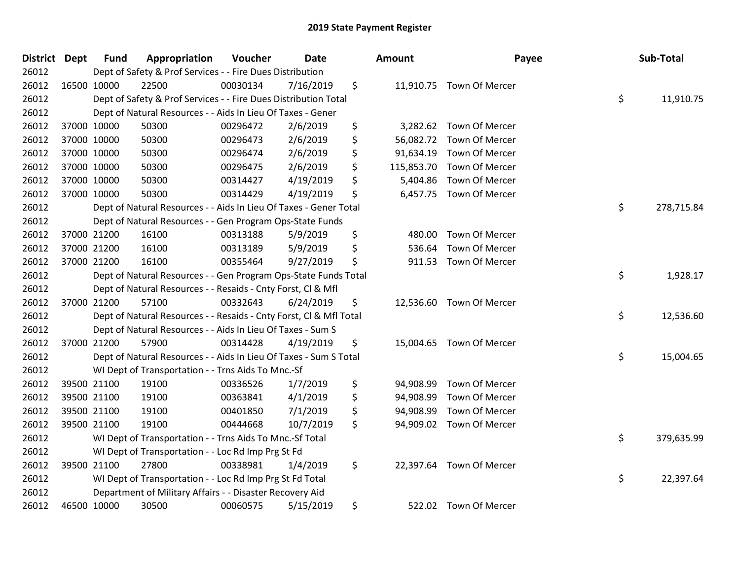# 2019 State Payment Register

| District | Dept | Fund | Appropriation | Voucher | Date | Amount | Payee | Sub-Total |
|---|---|---|---|---|---|---|---|---|
| 26012 | | Dept of Safety & Prof Services - - Fire Dues Distribution | | | | | | |
| 26012 | 16500 | 10000 | 22500 | 00030134 | 7/16/2019 | $ 11,910.75 | Town Of Mercer | |
| 26012 | | Dept of Safety & Prof Services - - Fire Dues Distribution Total | | | | | | $ 11,910.75 |
| 26012 | | Dept of Natural Resources - - Aids In Lieu Of Taxes - Gener | | | | | | |
| 26012 | 37000 | 10000 | 50300 | 00296472 | 2/6/2019 | $ 3,282.62 | Town Of Mercer | |
| 26012 | 37000 | 10000 | 50300 | 00296473 | 2/6/2019 | $ 56,082.72 | Town Of Mercer | |
| 26012 | 37000 | 10000 | 50300 | 00296474 | 2/6/2019 | $ 91,634.19 | Town Of Mercer | |
| 26012 | 37000 | 10000 | 50300 | 00296475 | 2/6/2019 | $ 115,853.70 | Town Of Mercer | |
| 26012 | 37000 | 10000 | 50300 | 00314427 | 4/19/2019 | $ 5,404.86 | Town Of Mercer | |
| 26012 | 37000 | 10000 | 50300 | 00314429 | 4/19/2019 | $ 6,457.75 | Town Of Mercer | |
| 26012 | | Dept of Natural Resources - - Aids In Lieu Of Taxes - Gener Total | | | | | | $ 278,715.84 |
| 26012 | | Dept of Natural Resources - - Gen Program Ops-State Funds | | | | | | |
| 26012 | 37000 | 21200 | 16100 | 00313188 | 5/9/2019 | $ 480.00 | Town Of Mercer | |
| 26012 | 37000 | 21200 | 16100 | 00313189 | 5/9/2019 | $ 536.64 | Town Of Mercer | |
| 26012 | 37000 | 21200 | 16100 | 00355464 | 9/27/2019 | $ 911.53 | Town Of Mercer | |
| 26012 | | Dept of Natural Resources - - Gen Program Ops-State Funds Total | | | | | | $ 1,928.17 |
| 26012 | | Dept of Natural Resources - - Resaids - Cnty Forst, Cl & Mfl | | | | | | |
| 26012 | 37000 | 21200 | 57100 | 00332643 | 6/24/2019 | $ 12,536.60 | Town Of Mercer | |
| 26012 | | Dept of Natural Resources - - Resaids - Cnty Forst, Cl & Mfl Total | | | | | | $ 12,536.60 |
| 26012 | | Dept of Natural Resources - - Aids In Lieu Of Taxes - Sum S | | | | | | |
| 26012 | 37000 | 21200 | 57900 | 00314428 | 4/19/2019 | $ 15,004.65 | Town Of Mercer | |
| 26012 | | Dept of Natural Resources - - Aids In Lieu Of Taxes - Sum S Total | | | | | | $ 15,004.65 |
| 26012 | | WI Dept of Transportation - - Trns Aids To Mnc.-Sf | | | | | | |
| 26012 | 39500 | 21100 | 19100 | 00336526 | 1/7/2019 | $ 94,908.99 | Town Of Mercer | |
| 26012 | 39500 | 21100 | 19100 | 00363841 | 4/1/2019 | $ 94,908.99 | Town Of Mercer | |
| 26012 | 39500 | 21100 | 19100 | 00401850 | 7/1/2019 | $ 94,908.99 | Town Of Mercer | |
| 26012 | 39500 | 21100 | 19100 | 00444668 | 10/7/2019 | $ 94,909.02 | Town Of Mercer | |
| 26012 | | WI Dept of Transportation - - Trns Aids To Mnc.-Sf Total | | | | | | $ 379,635.99 |
| 26012 | | WI Dept of Transportation - - Loc Rd Imp Prg St Fd | | | | | | |
| 26012 | 39500 | 21100 | 27800 | 00338981 | 1/4/2019 | $ 22,397.64 | Town Of Mercer | |
| 26012 | | WI Dept of Transportation - - Loc Rd Imp Prg St Fd Total | | | | | | $ 22,397.64 |
| 26012 | | Department of Military Affairs - - Disaster Recovery Aid | | | | | | |
| 26012 | 46500 | 10000 | 30500 | 00060575 | 5/15/2019 | $ 522.02 | Town Of Mercer | |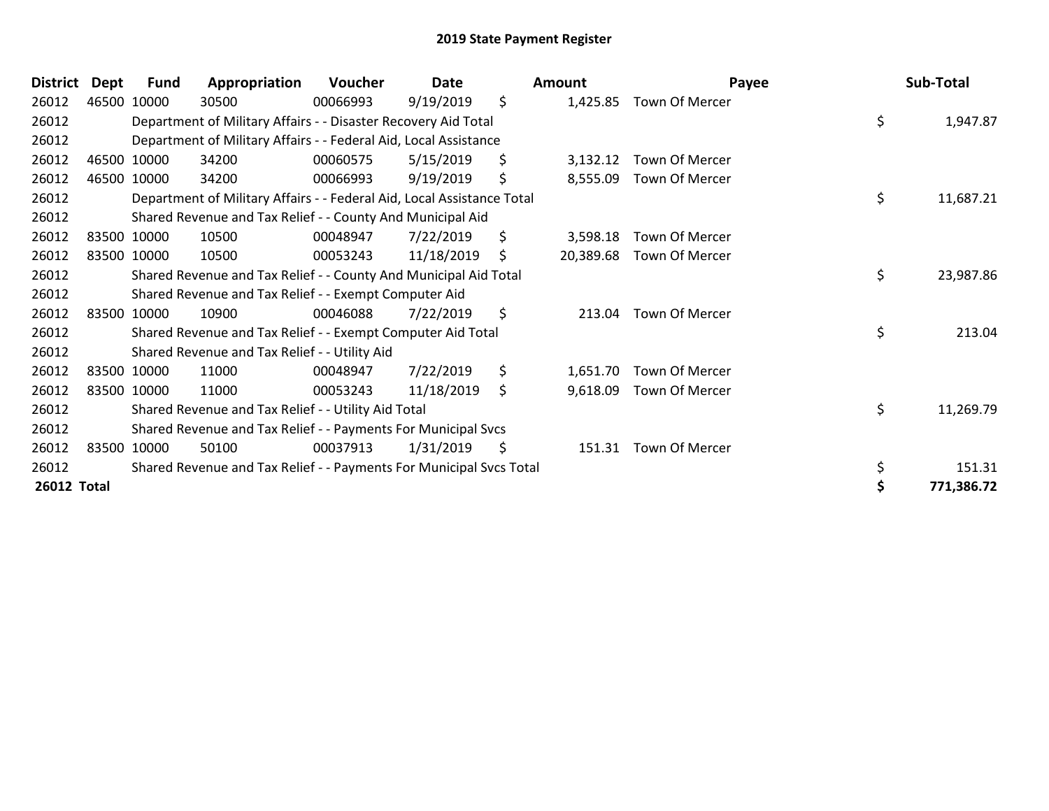# 2019 State Payment Register

| District | Dept | Fund | Appropriation | Voucher | Date | Amount | Payee | Sub-Total |
|---|---|---|---|---|---|---|---|---|
| 26012 | 46500 | 10000 | 30500 | 00066993 | 9/19/2019 | $ 1,425.85 | Town Of Mercer | |
| 26012 | | Department of Military Affairs - - Disaster Recovery Aid Total | | | | | | $ 1,947.87 |
| 26012 | | Department of Military Affairs - - Federal Aid, Local Assistance | | | | | | |
| 26012 | 46500 | 10000 | 34200 | 00060575 | 5/15/2019 | $ 3,132.12 | Town Of Mercer | |
| 26012 | 46500 | 10000 | 34200 | 00066993 | 9/19/2019 | $ 8,555.09 | Town Of Mercer | |
| 26012 | | Department of Military Affairs - - Federal Aid, Local Assistance Total | | | | | | $ 11,687.21 |
| 26012 | | Shared Revenue and Tax Relief - - County And Municipal Aid | | | | | | |
| 26012 | 83500 | 10000 | 10500 | 00048947 | 7/22/2019 | $ 3,598.18 | Town Of Mercer | |
| 26012 | 83500 | 10000 | 10500 | 00053243 | 11/18/2019 | $ 20,389.68 | Town Of Mercer | |
| 26012 | | Shared Revenue and Tax Relief - - County And Municipal Aid Total | | | | | | $ 23,987.86 |
| 26012 | | Shared Revenue and Tax Relief - - Exempt Computer Aid | | | | | | |
| 26012 | 83500 | 10000 | 10900 | 00046088 | 7/22/2019 | $ 213.04 | Town Of Mercer | |
| 26012 | | Shared Revenue and Tax Relief - - Exempt Computer Aid Total | | | | | | $ 213.04 |
| 26012 | | Shared Revenue and Tax Relief - - Utility Aid | | | | | | |
| 26012 | 83500 | 10000 | 11000 | 00048947 | 7/22/2019 | $ 1,651.70 | Town Of Mercer | |
| 26012 | 83500 | 10000 | 11000 | 00053243 | 11/18/2019 | $ 9,618.09 | Town Of Mercer | |
| 26012 | | Shared Revenue and Tax Relief - - Utility Aid Total | | | | | | $ 11,269.79 |
| 26012 | | Shared Revenue and Tax Relief - - Payments For Municipal Svcs | | | | | | |
| 26012 | 83500 | 10000 | 50100 | 00037913 | 1/31/2019 | $ 151.31 | Town Of Mercer | |
| 26012 | | Shared Revenue and Tax Relief - - Payments For Municipal Svcs Total | | | | | | $ 151.31 |
| **26012 Total** | | | | | | | | **$ 771,386.72** |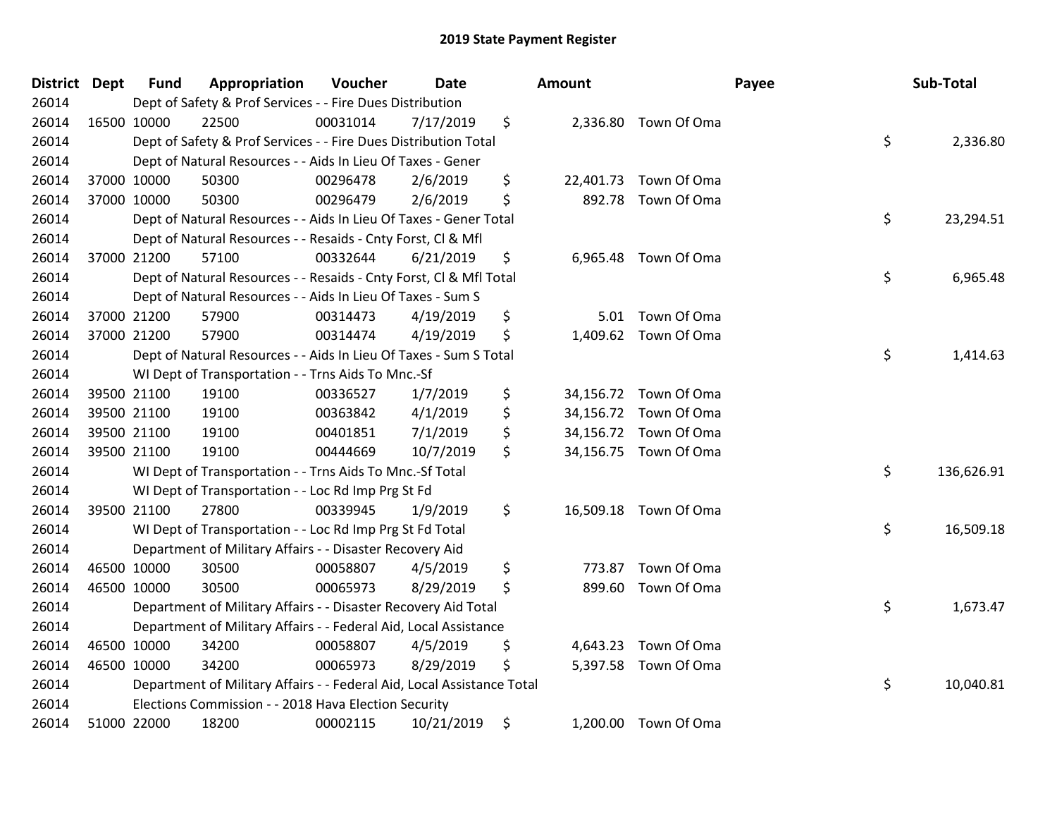# 2019 State Payment Register

| District | Dept | Fund | Appropriation | Voucher | Date | Amount | Payee | Sub-Total |
|---|---|---|---|---|---|---|---|---|
| 26014 | Dept of Safety & Prof Services - - Fire Dues Distribution | | | | | | | |
| 26014 | 16500 | 10000 | 22500 | 00031014 | 7/17/2019 | $ 2,336.80 | Town Of Oma | |
| 26014 | Dept of Safety & Prof Services - - Fire Dues Distribution Total | | | | | | | $ 2,336.80 |
| 26014 | Dept of Natural Resources - - Aids In Lieu Of Taxes - Gener | | | | | | | |
| 26014 | 37000 | 10000 | 50300 | 00296478 | 2/6/2019 | $ 22,401.73 | Town Of Oma | |
| 26014 | 37000 | 10000 | 50300 | 00296479 | 2/6/2019 | $ 892.78 | Town Of Oma | |
| 26014 | Dept of Natural Resources - - Aids In Lieu Of Taxes - Gener Total | | | | | | | $ 23,294.51 |
| 26014 | Dept of Natural Resources - - Resaids - Cnty Forst, Cl & Mfl | | | | | | | |
| 26014 | 37000 | 21200 | 57100 | 00332644 | 6/21/2019 | $ 6,965.48 | Town Of Oma | |
| 26014 | Dept of Natural Resources - - Resaids - Cnty Forst, Cl & Mfl Total | | | | | | | $ 6,965.48 |
| 26014 | Dept of Natural Resources - - Aids In Lieu Of Taxes - Sum S | | | | | | | |
| 26014 | 37000 | 21200 | 57900 | 00314473 | 4/19/2019 | $ 5.01 | Town Of Oma | |
| 26014 | 37000 | 21200 | 57900 | 00314474 | 4/19/2019 | $ 1,409.62 | Town Of Oma | |
| 26014 | Dept of Natural Resources - - Aids In Lieu Of Taxes - Sum S Total | | | | | | | $ 1,414.63 |
| 26014 | WI Dept of Transportation - - Trns Aids To Mnc.-Sf | | | | | | | |
| 26014 | 39500 | 21100 | 19100 | 00336527 | 1/7/2019 | $ 34,156.72 | Town Of Oma | |
| 26014 | 39500 | 21100 | 19100 | 00363842 | 4/1/2019 | $ 34,156.72 | Town Of Oma | |
| 26014 | 39500 | 21100 | 19100 | 00401851 | 7/1/2019 | $ 34,156.72 | Town Of Oma | |
| 26014 | 39500 | 21100 | 19100 | 00444669 | 10/7/2019 | $ 34,156.75 | Town Of Oma | |
| 26014 | WI Dept of Transportation - - Trns Aids To Mnc.-Sf Total | | | | | | | $ 136,626.91 |
| 26014 | WI Dept of Transportation - - Loc Rd Imp Prg St Fd | | | | | | | |
| 26014 | 39500 | 21100 | 27800 | 00339945 | 1/9/2019 | $ 16,509.18 | Town Of Oma | |
| 26014 | WI Dept of Transportation - - Loc Rd Imp Prg St Fd Total | | | | | | | $ 16,509.18 |
| 26014 | Department of Military Affairs - - Disaster Recovery Aid | | | | | | | |
| 26014 | 46500 | 10000 | 30500 | 00058807 | 4/5/2019 | $ 773.87 | Town Of Oma | |
| 26014 | 46500 | 10000 | 30500 | 00065973 | 8/29/2019 | $ 899.60 | Town Of Oma | |
| 26014 | Department of Military Affairs - - Disaster Recovery Aid Total | | | | | | | $ 1,673.47 |
| 26014 | Department of Military Affairs - - Federal Aid, Local Assistance | | | | | | | |
| 26014 | 46500 | 10000 | 34200 | 00058807 | 4/5/2019 | $ 4,643.23 | Town Of Oma | |
| 26014 | 46500 | 10000 | 34200 | 00065973 | 8/29/2019 | $ 5,397.58 | Town Of Oma | |
| 26014 | Department of Military Affairs - - Federal Aid, Local Assistance Total | | | | | | | $ 10,040.81 |
| 26014 | Elections Commission - - 2018 Hava Election Security | | | | | | | |
| 26014 | 51000 | 22000 | 18200 | 00002115 | 10/21/2019 | $ 1,200.00 | Town Of Oma | |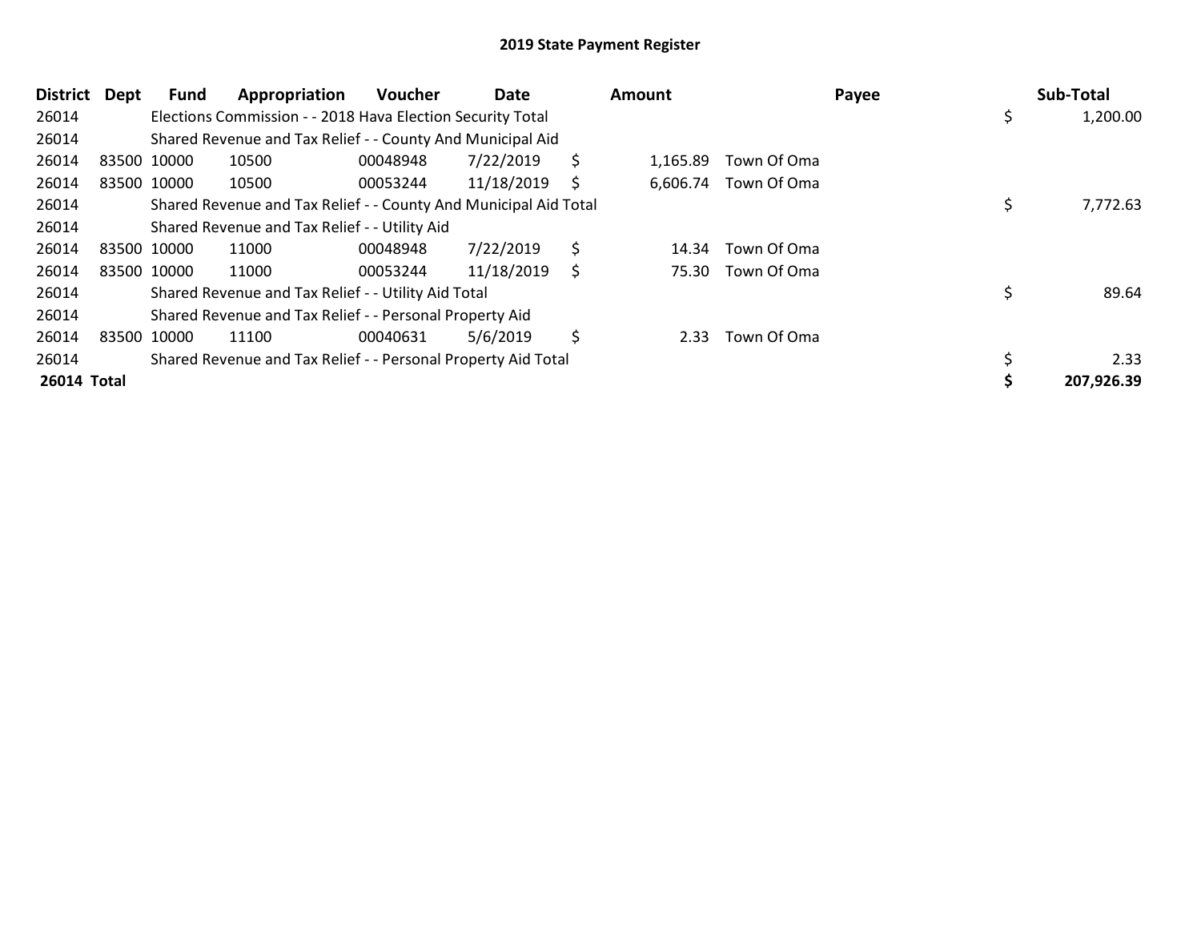# 2019 State Payment Register

| District | Dept | Fund | Appropriation | Voucher | Date | Amount | Payee | Sub-Total |
|---|---|---|---|---|---|---|---|---|
| 26014 | | Elections Commission - - 2018 Hava Election Security Total | | | | | | $ 1,200.00 |
| 26014 | | Shared Revenue and Tax Relief - - County And Municipal Aid | | | | | | |
| 26014 | 83500 | 10000 | 10500 | 00048948 | 7/22/2019 | $ 1,165.89 | Town Of Oma | |
| 26014 | 83500 | 10000 | 10500 | 00053244 | 11/18/2019 | $ 6,606.74 | Town Of Oma | |
| 26014 | | Shared Revenue and Tax Relief - - County And Municipal Aid Total | | | | | | $ 7,772.63 |
| 26014 | | Shared Revenue and Tax Relief - - Utility Aid | | | | | | |
| 26014 | 83500 | 10000 | 11000 | 00048948 | 7/22/2019 | $ 14.34 | Town Of Oma | |
| 26014 | 83500 | 10000 | 11000 | 00053244 | 11/18/2019 | $ 75.30 | Town Of Oma | |
| 26014 | | Shared Revenue and Tax Relief - - Utility Aid Total | | | | | | $ 89.64 |
| 26014 | | Shared Revenue and Tax Relief - - Personal Property Aid | | | | | | |
| 26014 | 83500 | 10000 | 11100 | 00040631 | 5/6/2019 | $ 2.33 | Town Of Oma | |
| 26014 | | Shared Revenue and Tax Relief - - Personal Property Aid Total | | | | | | $ 2.33 |
| **26014 Total** | | | | | | | | **$ 207,926.39** |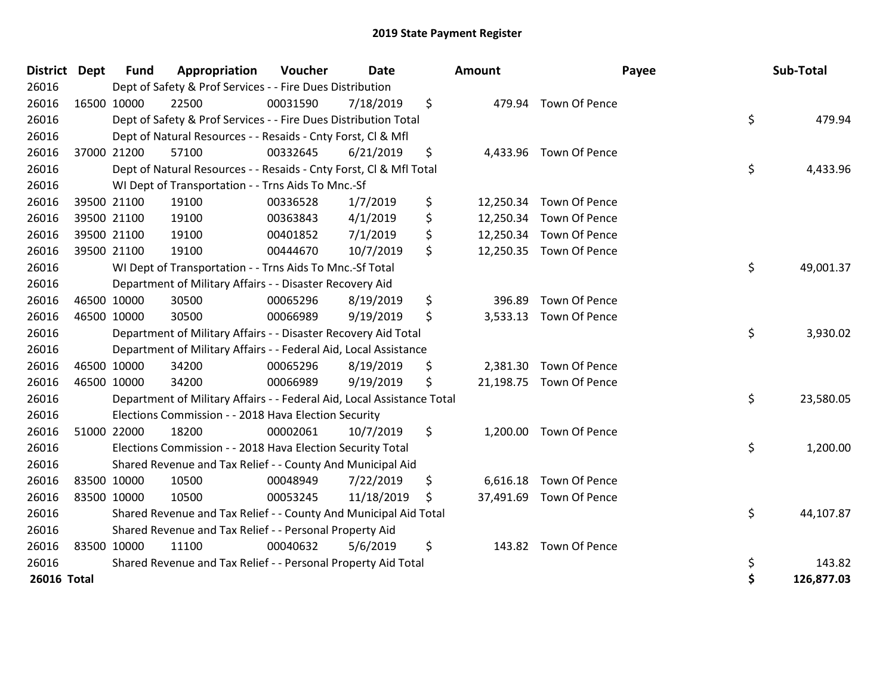# 2019 State Payment Register

| District | Dept | Fund | Appropriation | Voucher | Date | Amount | Payee | Sub-Total |
|---|---|---|---|---|---|---|---|---|
| 26016 | | Dept of Safety & Prof Services - - Fire Dues Distribution | | | | | | |
| 26016 | 16500 | 10000 | 22500 | 00031590 | 7/18/2019 | $ 479.94 | Town Of Pence | |
| 26016 | | Dept of Safety & Prof Services - - Fire Dues Distribution Total | | | | | | $ 479.94 |
| 26016 | | Dept of Natural Resources - - Resaids - Cnty Forst, Cl & Mfl | | | | | | |
| 26016 | 37000 | 21200 | 57100 | 00332645 | 6/21/2019 | $ 4,433.96 | Town Of Pence | |
| 26016 | | Dept of Natural Resources - - Resaids - Cnty Forst, Cl & Mfl Total | | | | | | $ 4,433.96 |
| 26016 | | WI Dept of Transportation - - Trns Aids To Mnc.-Sf | | | | | | |
| 26016 | 39500 | 21100 | 19100 | 00336528 | 1/7/2019 | $ 12,250.34 | Town Of Pence | |
| 26016 | 39500 | 21100 | 19100 | 00363843 | 4/1/2019 | $ 12,250.34 | Town Of Pence | |
| 26016 | 39500 | 21100 | 19100 | 00401852 | 7/1/2019 | $ 12,250.34 | Town Of Pence | |
| 26016 | 39500 | 21100 | 19100 | 00444670 | 10/7/2019 | $ 12,250.35 | Town Of Pence | |
| 26016 | | WI Dept of Transportation - - Trns Aids To Mnc.-Sf Total | | | | | | $ 49,001.37 |
| 26016 | | Department of Military Affairs - - Disaster Recovery Aid | | | | | | |
| 26016 | 46500 | 10000 | 30500 | 00065296 | 8/19/2019 | $ 396.89 | Town Of Pence | |
| 26016 | 46500 | 10000 | 30500 | 00066989 | 9/19/2019 | $ 3,533.13 | Town Of Pence | |
| 26016 | | Department of Military Affairs - - Disaster Recovery Aid Total | | | | | | $ 3,930.02 |
| 26016 | | Department of Military Affairs - - Federal Aid, Local Assistance | | | | | | |
| 26016 | 46500 | 10000 | 34200 | 00065296 | 8/19/2019 | $ 2,381.30 | Town Of Pence | |
| 26016 | 46500 | 10000 | 34200 | 00066989 | 9/19/2019 | $ 21,198.75 | Town Of Pence | |
| 26016 | | Department of Military Affairs - - Federal Aid, Local Assistance Total | | | | | | $ 23,580.05 |
| 26016 | | Elections Commission - - 2018 Hava Election Security | | | | | | |
| 26016 | 51000 | 22000 | 18200 | 00002061 | 10/7/2019 | $ 1,200.00 | Town Of Pence | |
| 26016 | | Elections Commission - - 2018 Hava Election Security Total | | | | | | $ 1,200.00 |
| 26016 | | Shared Revenue and Tax Relief - - County And Municipal Aid | | | | | | |
| 26016 | 83500 | 10000 | 10500 | 00048949 | 7/22/2019 | $ 6,616.18 | Town Of Pence | |
| 26016 | 83500 | 10000 | 10500 | 00053245 | 11/18/2019 | $ 37,491.69 | Town Of Pence | |
| 26016 | | Shared Revenue and Tax Relief - - County And Municipal Aid Total | | | | | | $ 44,107.87 |
| 26016 | | Shared Revenue and Tax Relief - - Personal Property Aid | | | | | | |
| 26016 | 83500 | 10000 | 11100 | 00040632 | 5/6/2019 | $ 143.82 | Town Of Pence | |
| 26016 | | Shared Revenue and Tax Relief - - Personal Property Aid Total | | | | | | $ 143.82 |
| **26016 Total** | | | | | | | | **$ 126,877.03** |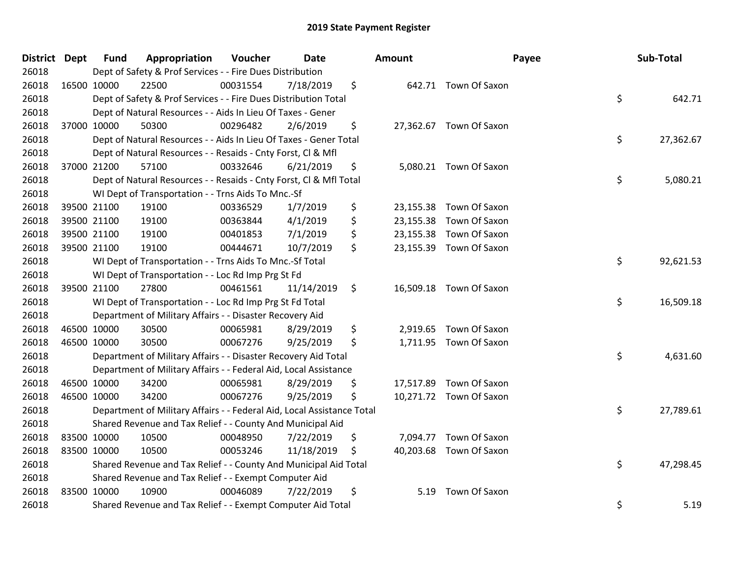# 2019 State Payment Register

| District | Dept | Fund | Appropriation | Voucher | Date | Amount | Payee | Sub-Total |
|---|---|---|---|---|---|---|---|---|
| 26018 | | Dept of Safety & Prof Services - - Fire Dues Distribution | | | | | | |
| 26018 | 16500 | 10000 | 22500 | 00031554 | 7/18/2019 | $ 642.71 | Town Of Saxon | |
| 26018 | | Dept of Safety & Prof Services - - Fire Dues Distribution Total | | | | | | $ 642.71 |
| 26018 | | Dept of Natural Resources - - Aids In Lieu Of Taxes - Gener | | | | | | |
| 26018 | 37000 | 10000 | 50300 | 00296482 | 2/6/2019 | $ 27,362.67 | Town Of Saxon | |
| 26018 | | Dept of Natural Resources - - Aids In Lieu Of Taxes - Gener Total | | | | | | $ 27,362.67 |
| 26018 | | Dept of Natural Resources - - Resaids - Cnty Forst, Cl & Mfl | | | | | | |
| 26018 | 37000 | 21200 | 57100 | 00332646 | 6/21/2019 | $ 5,080.21 | Town Of Saxon | |
| 26018 | | Dept of Natural Resources - - Resaids - Cnty Forst, Cl & Mfl Total | | | | | | $ 5,080.21 |
| 26018 | | WI Dept of Transportation - - Trns Aids To Mnc.-Sf | | | | | | |
| 26018 | 39500 | 21100 | 19100 | 00336529 | 1/7/2019 | $ 23,155.38 | Town Of Saxon | |
| 26018 | 39500 | 21100 | 19100 | 00363844 | 4/1/2019 | $ 23,155.38 | Town Of Saxon | |
| 26018 | 39500 | 21100 | 19100 | 00401853 | 7/1/2019 | $ 23,155.38 | Town Of Saxon | |
| 26018 | 39500 | 21100 | 19100 | 00444671 | 10/7/2019 | $ 23,155.39 | Town Of Saxon | |
| 26018 | | WI Dept of Transportation - - Trns Aids To Mnc.-Sf Total | | | | | | $ 92,621.53 |
| 26018 | | WI Dept of Transportation - - Loc Rd Imp Prg St Fd | | | | | | |
| 26018 | 39500 | 21100 | 27800 | 00461561 | 11/14/2019 | $ 16,509.18 | Town Of Saxon | |
| 26018 | | WI Dept of Transportation - - Loc Rd Imp Prg St Fd Total | | | | | | $ 16,509.18 |
| 26018 | | Department of Military Affairs - - Disaster Recovery Aid | | | | | | |
| 26018 | 46500 | 10000 | 30500 | 00065981 | 8/29/2019 | $ 2,919.65 | Town Of Saxon | |
| 26018 | 46500 | 10000 | 30500 | 00067276 | 9/25/2019 | $ 1,711.95 | Town Of Saxon | |
| 26018 | | Department of Military Affairs - - Disaster Recovery Aid Total | | | | | | $ 4,631.60 |
| 26018 | | Department of Military Affairs - - Federal Aid, Local Assistance | | | | | | |
| 26018 | 46500 | 10000 | 34200 | 00065981 | 8/29/2019 | $ 17,517.89 | Town Of Saxon | |
| 26018 | 46500 | 10000 | 34200 | 00067276 | 9/25/2019 | $ 10,271.72 | Town Of Saxon | |
| 26018 | | Department of Military Affairs - - Federal Aid, Local Assistance Total | | | | | | $ 27,789.61 |
| 26018 | | Shared Revenue and Tax Relief - - County And Municipal Aid | | | | | | |
| 26018 | 83500 | 10000 | 10500 | 00048950 | 7/22/2019 | $ 7,094.77 | Town Of Saxon | |
| 26018 | 83500 | 10000 | 10500 | 00053246 | 11/18/2019 | $ 40,203.68 | Town Of Saxon | |
| 26018 | | Shared Revenue and Tax Relief - - County And Municipal Aid Total | | | | | | $ 47,298.45 |
| 26018 | | Shared Revenue and Tax Relief - - Exempt Computer Aid | | | | | | |
| 26018 | 83500 | 10000 | 10900 | 00046089 | 7/22/2019 | $ 5.19 | Town Of Saxon | |
| 26018 | | Shared Revenue and Tax Relief - - Exempt Computer Aid Total | | | | | | $ 5.19 |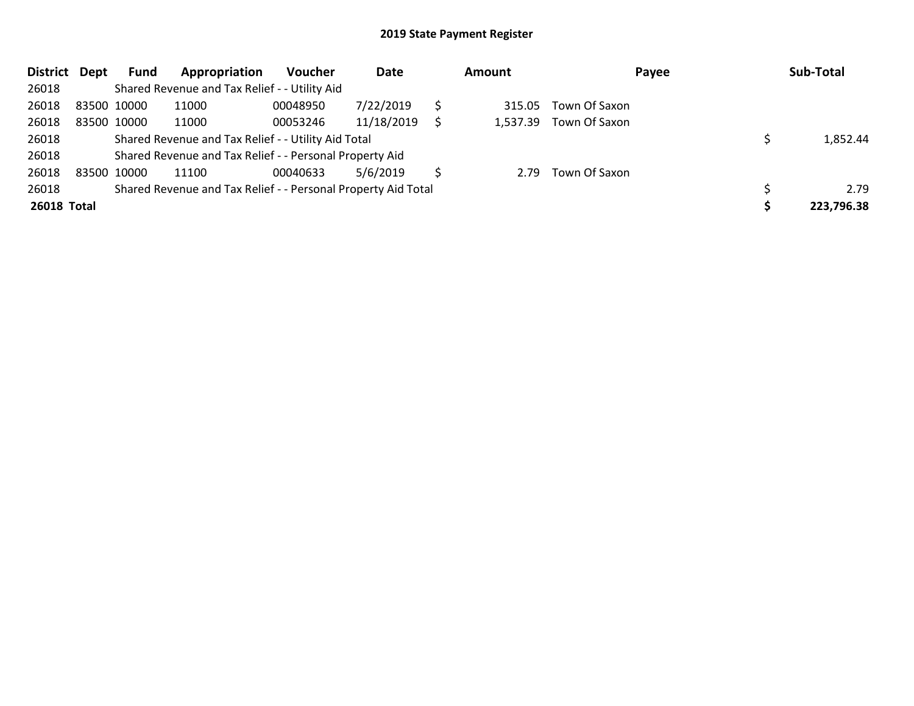# 2019 State Payment Register

| District | Dept | Fund | Appropriation | Voucher | Date | Amount | Payee | Sub-Total |
|---|---|---|---|---|---|---|---|---|
| 26018 | | Shared Revenue and Tax Relief - - Utility Aid | | | | | | |
| 26018 | 83500 | 10000 | 11000 | 00048950 | 7/22/2019 | $ 315.05 | Town Of Saxon | |
| 26018 | 83500 | 10000 | 11000 | 00053246 | 11/18/2019 | $ 1,537.39 | Town Of Saxon | |
| 26018 | | Shared Revenue and Tax Relief - - Utility Aid Total | | | | | | $ 1,852.44 |
| 26018 | | Shared Revenue and Tax Relief - - Personal Property Aid | | | | | | |
| 26018 | 83500 | 10000 | 11100 | 00040633 | 5/6/2019 | $ 2.79 | Town Of Saxon | |
| 26018 | | Shared Revenue and Tax Relief - - Personal Property Aid Total | | | | | | $ 2.79 |
| **26018 Total** | | | | | | | | **$ 223,796.38** |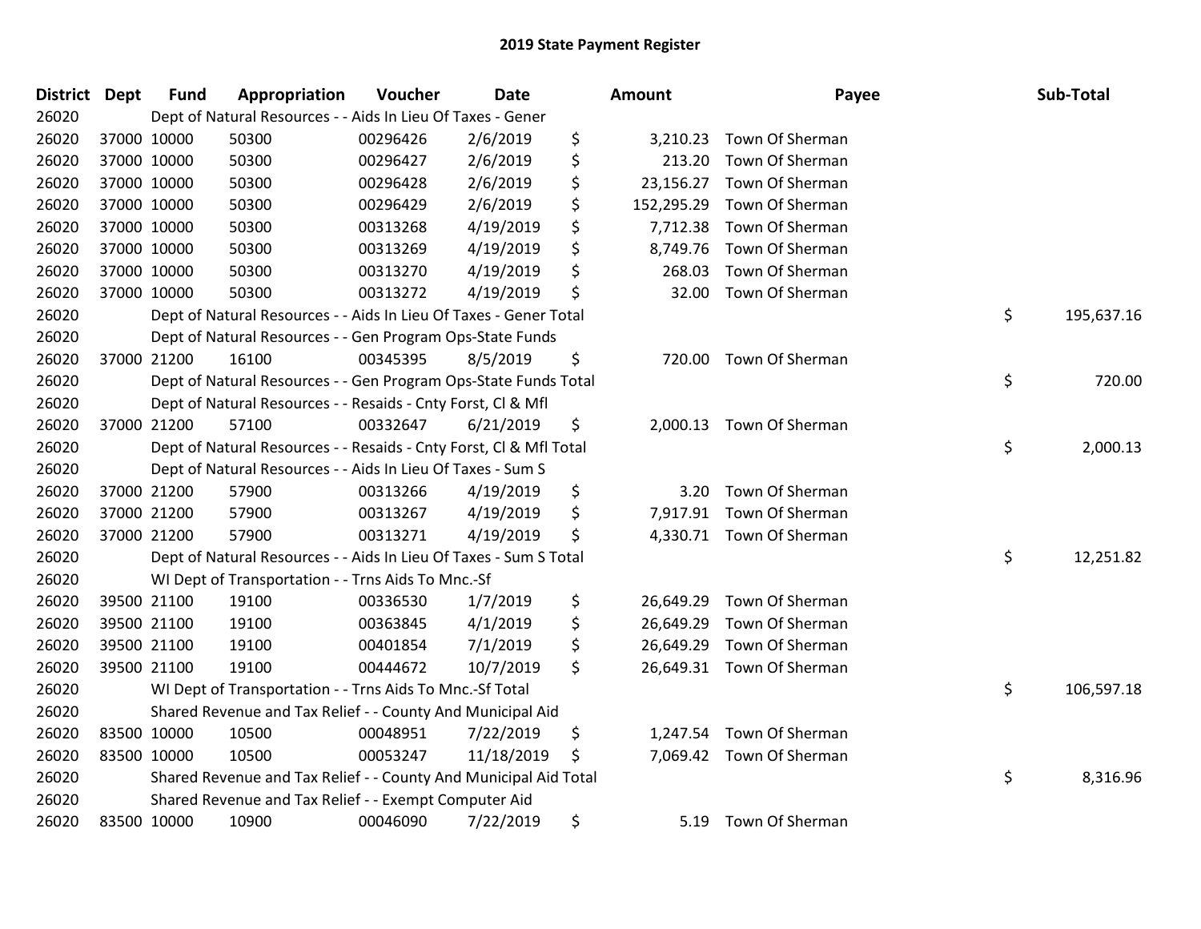# 2019 State Payment Register

| District | Dept | Fund | Appropriation | Voucher | Date | Amount | Payee | Sub-Total |
|---|---|---|---|---|---|---|---|---|
| 26020 | | Dept of Natural Resources - - Aids In Lieu Of Taxes - Gener | | | | | | |
| 26020 | 37000 | 10000 | 50300 | 00296426 | 2/6/2019 | $ 3,210.23 | Town Of Sherman | |
| 26020 | 37000 | 10000 | 50300 | 00296427 | 2/6/2019 | $ 213.20 | Town Of Sherman | |
| 26020 | 37000 | 10000 | 50300 | 00296428 | 2/6/2019 | $ 23,156.27 | Town Of Sherman | |
| 26020 | 37000 | 10000 | 50300 | 00296429 | 2/6/2019 | $ 152,295.29 | Town Of Sherman | |
| 26020 | 37000 | 10000 | 50300 | 00313268 | 4/19/2019 | $ 7,712.38 | Town Of Sherman | |
| 26020 | 37000 | 10000 | 50300 | 00313269 | 4/19/2019 | $ 8,749.76 | Town Of Sherman | |
| 26020 | 37000 | 10000 | 50300 | 00313270 | 4/19/2019 | $ 268.03 | Town Of Sherman | |
| 26020 | 37000 | 10000 | 50300 | 00313272 | 4/19/2019 | $ 32.00 | Town Of Sherman | |
| 26020 | | Dept of Natural Resources - - Aids In Lieu Of Taxes - Gener Total | | | | | | $ 195,637.16 |
| 26020 | | Dept of Natural Resources - - Gen Program Ops-State Funds | | | | | | |
| 26020 | 37000 | 21200 | 16100 | 00345395 | 8/5/2019 | $ 720.00 | Town Of Sherman | |
| 26020 | | Dept of Natural Resources - - Gen Program Ops-State Funds Total | | | | | | $ 720.00 |
| 26020 | | Dept of Natural Resources - - Resaids - Cnty Forst, Cl & Mfl | | | | | | |
| 26020 | 37000 | 21200 | 57100 | 00332647 | 6/21/2019 | $ 2,000.13 | Town Of Sherman | |
| 26020 | | Dept of Natural Resources - - Resaids - Cnty Forst, Cl & Mfl Total | | | | | | $ 2,000.13 |
| 26020 | | Dept of Natural Resources - - Aids In Lieu Of Taxes - Sum S | | | | | | |
| 26020 | 37000 | 21200 | 57900 | 00313266 | 4/19/2019 | $ 3.20 | Town Of Sherman | |
| 26020 | 37000 | 21200 | 57900 | 00313267 | 4/19/2019 | $ 7,917.91 | Town Of Sherman | |
| 26020 | 37000 | 21200 | 57900 | 00313271 | 4/19/2019 | $ 4,330.71 | Town Of Sherman | |
| 26020 | | Dept of Natural Resources - - Aids In Lieu Of Taxes - Sum S Total | | | | | | $ 12,251.82 |
| 26020 | | WI Dept of Transportation - - Trns Aids To Mnc.-Sf | | | | | | |
| 26020 | 39500 | 21100 | 19100 | 00336530 | 1/7/2019 | $ 26,649.29 | Town Of Sherman | |
| 26020 | 39500 | 21100 | 19100 | 00363845 | 4/1/2019 | $ 26,649.29 | Town Of Sherman | |
| 26020 | 39500 | 21100 | 19100 | 00401854 | 7/1/2019 | $ 26,649.29 | Town Of Sherman | |
| 26020 | 39500 | 21100 | 19100 | 00444672 | 10/7/2019 | $ 26,649.31 | Town Of Sherman | |
| 26020 | | WI Dept of Transportation - - Trns Aids To Mnc.-Sf Total | | | | | | $ 106,597.18 |
| 26020 | | Shared Revenue and Tax Relief - - County And Municipal Aid | | | | | | |
| 26020 | 83500 | 10000 | 10500 | 00048951 | 7/22/2019 | $ 1,247.54 | Town Of Sherman | |
| 26020 | 83500 | 10000 | 10500 | 00053247 | 11/18/2019 | $ 7,069.42 | Town Of Sherman | |
| 26020 | | Shared Revenue and Tax Relief - - County And Municipal Aid Total | | | | | | $ 8,316.96 |
| 26020 | | Shared Revenue and Tax Relief - - Exempt Computer Aid | | | | | | |
| 26020 | 83500 | 10000 | 10900 | 00046090 | 7/22/2019 | $ 5.19 | Town Of Sherman | |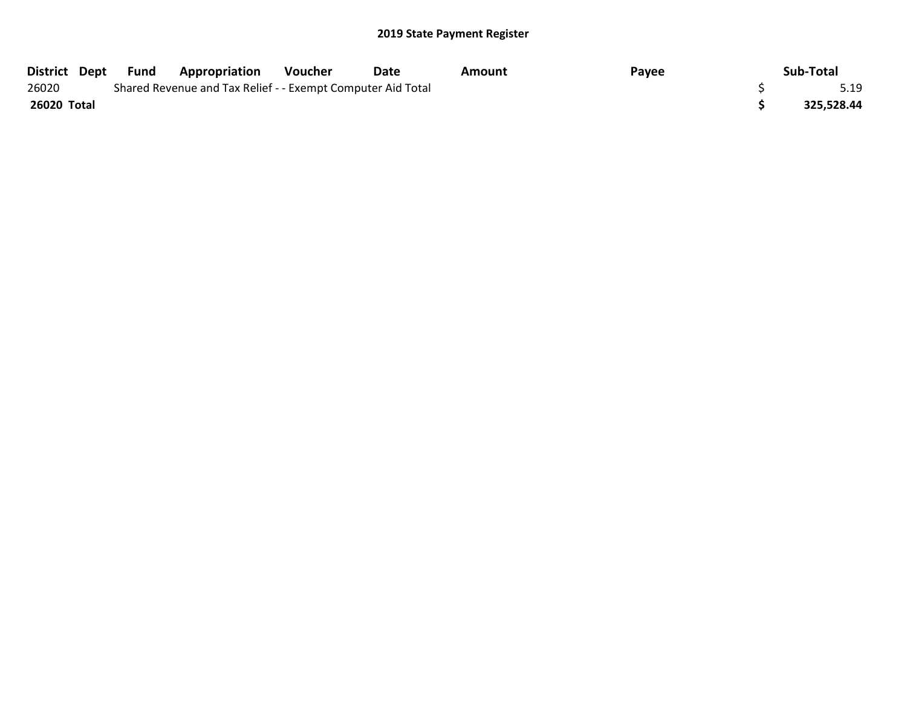**2019 State Payment Register**

| District | Dept | Fund | Appropriation | Voucher | Date | Amount | Payee | Sub-Total |
|---|---|---|---|---|---|---|---|---|
| 26020 | | Shared Revenue and Tax Relief - - Exempt Computer Aid Total | | | | | | $ 5.19 |
| **26020 Total** | | | | | | | | **$ 325,528.44** |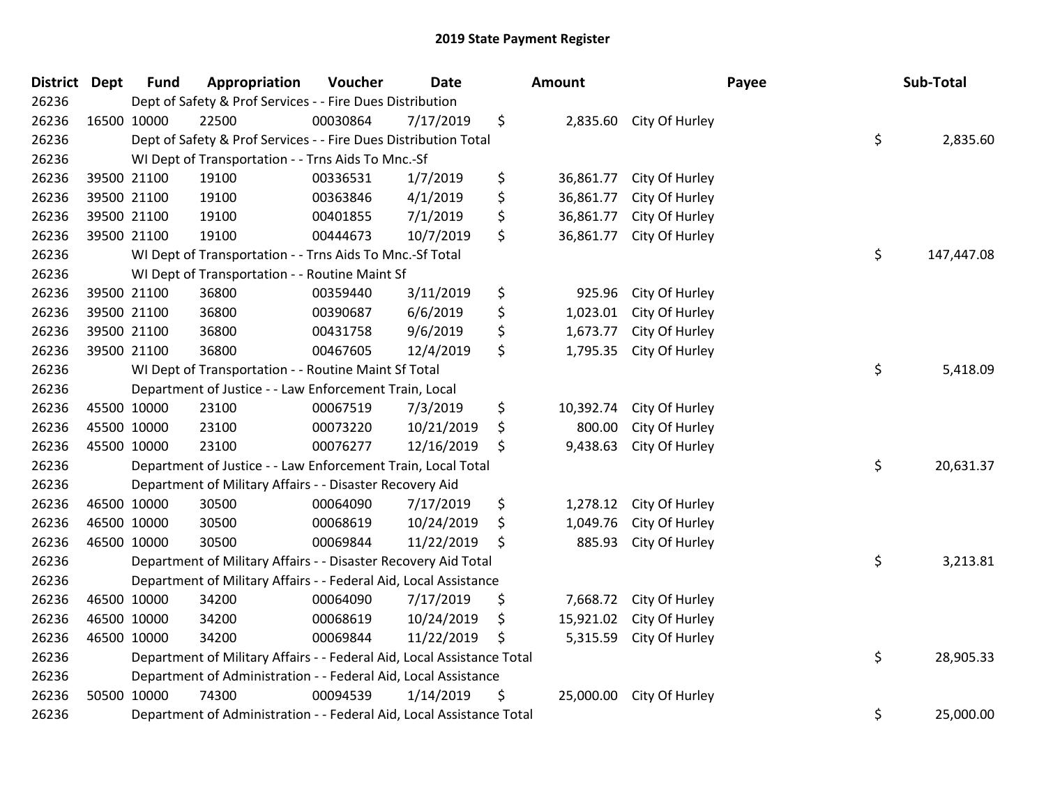# 2019 State Payment Register

| District | Dept | Fund | Appropriation | Voucher | Date | Amount | Payee | Sub-Total |
|---|---|---|---|---|---|---|---|---|
| 26236 | | | Dept of Safety & Prof Services - - Fire Dues Distribution | | | | | |
| 26236 | 16500 | 10000 | 22500 | 00030864 | 7/17/2019 | $ 2,835.60 | City Of Hurley | |
| 26236 | | | Dept of Safety & Prof Services - - Fire Dues Distribution Total | | | | | $ 2,835.60 |
| 26236 | | | WI Dept of Transportation - - Trns Aids To Mnc.-Sf | | | | | |
| 26236 | 39500 | 21100 | 19100 | 00336531 | 1/7/2019 | $ 36,861.77 | City Of Hurley | |
| 26236 | 39500 | 21100 | 19100 | 00363846 | 4/1/2019 | $ 36,861.77 | City Of Hurley | |
| 26236 | 39500 | 21100 | 19100 | 00401855 | 7/1/2019 | $ 36,861.77 | City Of Hurley | |
| 26236 | 39500 | 21100 | 19100 | 00444673 | 10/7/2019 | $ 36,861.77 | City Of Hurley | |
| 26236 | | | WI Dept of Transportation - - Trns Aids To Mnc.-Sf Total | | | | | $ 147,447.08 |
| 26236 | | | WI Dept of Transportation - - Routine Maint Sf | | | | | |
| 26236 | 39500 | 21100 | 36800 | 00359440 | 3/11/2019 | $ 925.96 | City Of Hurley | |
| 26236 | 39500 | 21100 | 36800 | 00390687 | 6/6/2019 | $ 1,023.01 | City Of Hurley | |
| 26236 | 39500 | 21100 | 36800 | 00431758 | 9/6/2019 | $ 1,673.77 | City Of Hurley | |
| 26236 | 39500 | 21100 | 36800 | 00467605 | 12/4/2019 | $ 1,795.35 | City Of Hurley | |
| 26236 | | | WI Dept of Transportation - - Routine Maint Sf Total | | | | | $ 5,418.09 |
| 26236 | | | Department of Justice - - Law Enforcement Train, Local | | | | | |
| 26236 | 45500 | 10000 | 23100 | 00067519 | 7/3/2019 | $ 10,392.74 | City Of Hurley | |
| 26236 | 45500 | 10000 | 23100 | 00073220 | 10/21/2019 | $ 800.00 | City Of Hurley | |
| 26236 | 45500 | 10000 | 23100 | 00076277 | 12/16/2019 | $ 9,438.63 | City Of Hurley | |
| 26236 | | | Department of Justice - - Law Enforcement Train, Local Total | | | | | $ 20,631.37 |
| 26236 | | | Department of Military Affairs - - Disaster Recovery Aid | | | | | |
| 26236 | 46500 | 10000 | 30500 | 00064090 | 7/17/2019 | $ 1,278.12 | City Of Hurley | |
| 26236 | 46500 | 10000 | 30500 | 00068619 | 10/24/2019 | $ 1,049.76 | City Of Hurley | |
| 26236 | 46500 | 10000 | 30500 | 00069844 | 11/22/2019 | $ 885.93 | City Of Hurley | |
| 26236 | | | Department of Military Affairs - - Disaster Recovery Aid Total | | | | | $ 3,213.81 |
| 26236 | | | Department of Military Affairs - - Federal Aid, Local Assistance | | | | | |
| 26236 | 46500 | 10000 | 34200 | 00064090 | 7/17/2019 | $ 7,668.72 | City Of Hurley | |
| 26236 | 46500 | 10000 | 34200 | 00068619 | 10/24/2019 | $ 15,921.02 | City Of Hurley | |
| 26236 | 46500 | 10000 | 34200 | 00069844 | 11/22/2019 | $ 5,315.59 | City Of Hurley | |
| 26236 | | | Department of Military Affairs - - Federal Aid, Local Assistance Total | | | | | $ 28,905.33 |
| 26236 | | | Department of Administration - - Federal Aid, Local Assistance | | | | | |
| 26236 | 50500 | 10000 | 74300 | 00094539 | 1/14/2019 | $ 25,000.00 | City Of Hurley | |
| 26236 | | | Department of Administration - - Federal Aid, Local Assistance Total | | | | | $ 25,000.00 |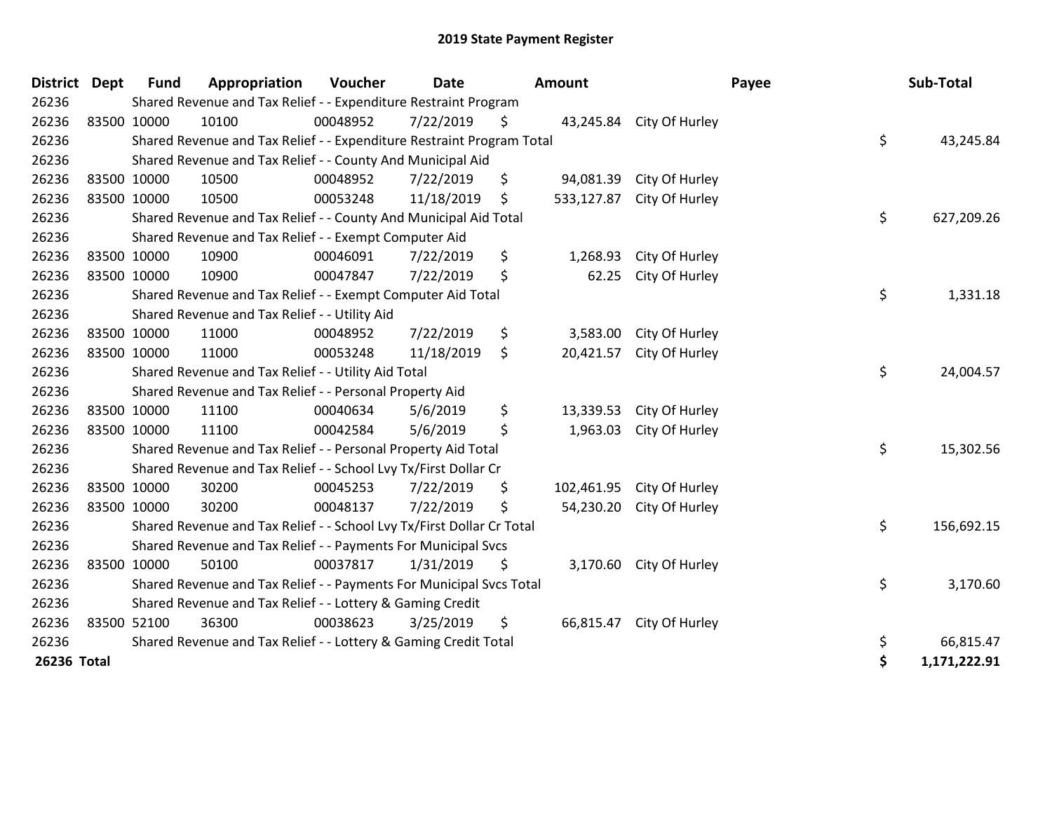# 2019 State Payment Register

| District | Dept | Fund | Appropriation | Voucher | Date | Amount | Payee | Sub-Total |
|---|---|---|---|---|---|---|---|---|
| 26236 | | Shared Revenue and Tax Relief - - Expenditure Restraint Program | | | | | | |
| 26236 | 83500 | 10000 | 10100 | 00048952 | 7/22/2019 | $ 43,245.84 | City Of Hurley | |
| 26236 | | Shared Revenue and Tax Relief - - Expenditure Restraint Program Total | | | | | | $ 43,245.84 |
| 26236 | | Shared Revenue and Tax Relief - - County And Municipal Aid | | | | | | |
| 26236 | 83500 | 10000 | 10500 | 00048952 | 7/22/2019 | $ 94,081.39 | City Of Hurley | |
| 26236 | 83500 | 10000 | 10500 | 00053248 | 11/18/2019 | $ 533,127.87 | City Of Hurley | |
| 26236 | | Shared Revenue and Tax Relief - - County And Municipal Aid Total | | | | | | $ 627,209.26 |
| 26236 | | Shared Revenue and Tax Relief - - Exempt Computer Aid | | | | | | |
| 26236 | 83500 | 10000 | 10900 | 00046091 | 7/22/2019 | $ 1,268.93 | City Of Hurley | |
| 26236 | 83500 | 10000 | 10900 | 00047847 | 7/22/2019 | $ 62.25 | City Of Hurley | |
| 26236 | | Shared Revenue and Tax Relief - - Exempt Computer Aid Total | | | | | | $ 1,331.18 |
| 26236 | | Shared Revenue and Tax Relief - - Utility Aid | | | | | | |
| 26236 | 83500 | 10000 | 11000 | 00048952 | 7/22/2019 | $ 3,583.00 | City Of Hurley | |
| 26236 | 83500 | 10000 | 11000 | 00053248 | 11/18/2019 | $ 20,421.57 | City Of Hurley | |
| 26236 | | Shared Revenue and Tax Relief - - Utility Aid Total | | | | | | $ 24,004.57 |
| 26236 | | Shared Revenue and Tax Relief - - Personal Property Aid | | | | | | |
| 26236 | 83500 | 10000 | 11100 | 00040634 | 5/6/2019 | $ 13,339.53 | City Of Hurley | |
| 26236 | 83500 | 10000 | 11100 | 00042584 | 5/6/2019 | $ 1,963.03 | City Of Hurley | |
| 26236 | | Shared Revenue and Tax Relief - - Personal Property Aid Total | | | | | | $ 15,302.56 |
| 26236 | | Shared Revenue and Tax Relief - - School Lvy Tx/First Dollar Cr | | | | | | |
| 26236 | 83500 | 10000 | 30200 | 00045253 | 7/22/2019 | $ 102,461.95 | City Of Hurley | |
| 26236 | 83500 | 10000 | 30200 | 00048137 | 7/22/2019 | $ 54,230.20 | City Of Hurley | |
| 26236 | | Shared Revenue and Tax Relief - - School Lvy Tx/First Dollar Cr Total | | | | | | $ 156,692.15 |
| 26236 | | Shared Revenue and Tax Relief - - Payments For Municipal Svcs | | | | | | |
| 26236 | 83500 | 10000 | 50100 | 00037817 | 1/31/2019 | $ 3,170.60 | City Of Hurley | |
| 26236 | | Shared Revenue and Tax Relief - - Payments For Municipal Svcs Total | | | | | | $ 3,170.60 |
| 26236 | | Shared Revenue and Tax Relief - - Lottery & Gaming Credit | | | | | | |
| 26236 | 83500 | 52100 | 36300 | 00038623 | 3/25/2019 | $ 66,815.47 | City Of Hurley | |
| 26236 | | Shared Revenue and Tax Relief - - Lottery & Gaming Credit Total | | | | | | $ 66,815.47 |
| **26236 Total** | | | | | | | | **$ 1,171,222.91** |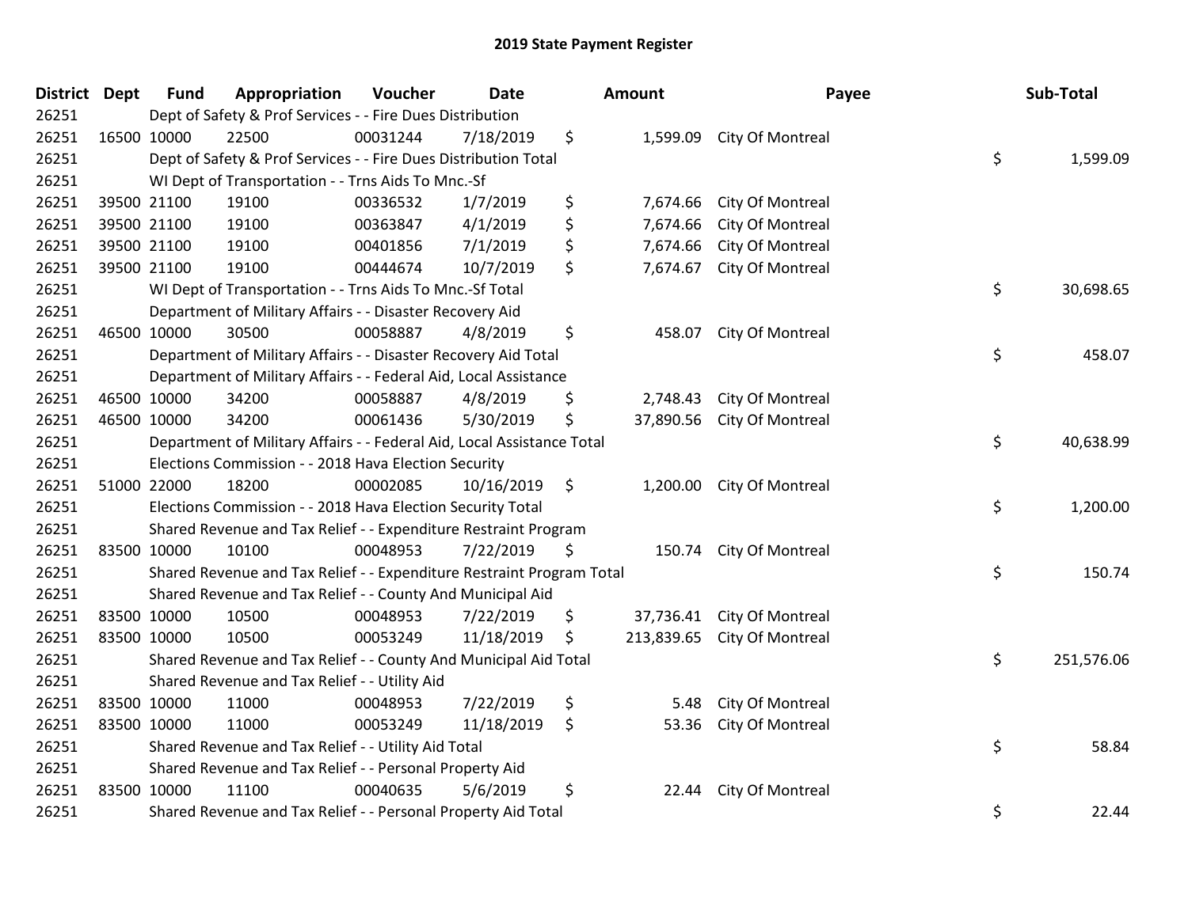# 2019 State Payment Register

| District | Dept | Fund | Appropriation | Voucher | Date | Amount | Payee | Sub-Total |
|---|---|---|---|---|---|---|---|---|
| 26251 | Dept of Safety & Prof Services - - Fire Dues Distribution | | | | | | | |
| 26251 | 16500 | 10000 | 22500 | 00031244 | 7/18/2019 | $ 1,599.09 | City Of Montreal | |
| 26251 | Dept of Safety & Prof Services - - Fire Dues Distribution Total | | | | | | | $ 1,599.09 |
| 26251 | WI Dept of Transportation - - Trns Aids To Mnc.-Sf | | | | | | | |
| 26251 | 39500 | 21100 | 19100 | 00336532 | 1/7/2019 | $ 7,674.66 | City Of Montreal | |
| 26251 | 39500 | 21100 | 19100 | 00363847 | 4/1/2019 | $ 7,674.66 | City Of Montreal | |
| 26251 | 39500 | 21100 | 19100 | 00401856 | 7/1/2019 | $ 7,674.66 | City Of Montreal | |
| 26251 | 39500 | 21100 | 19100 | 00444674 | 10/7/2019 | $ 7,674.67 | City Of Montreal | |
| 26251 | WI Dept of Transportation - - Trns Aids To Mnc.-Sf Total | | | | | | | $ 30,698.65 |
| 26251 | Department of Military Affairs - - Disaster Recovery Aid | | | | | | | |
| 26251 | 46500 | 10000 | 30500 | 00058887 | 4/8/2019 | $ 458.07 | City Of Montreal | |
| 26251 | Department of Military Affairs - - Disaster Recovery Aid Total | | | | | | | $ 458.07 |
| 26251 | Department of Military Affairs - - Federal Aid, Local Assistance | | | | | | | |
| 26251 | 46500 | 10000 | 34200 | 00058887 | 4/8/2019 | $ 2,748.43 | City Of Montreal | |
| 26251 | 46500 | 10000 | 34200 | 00061436 | 5/30/2019 | $ 37,890.56 | City Of Montreal | |
| 26251 | Department of Military Affairs - - Federal Aid, Local Assistance Total | | | | | | | $ 40,638.99 |
| 26251 | Elections Commission - - 2018 Hava Election Security | | | | | | | |
| 26251 | 51000 | 22000 | 18200 | 00002085 | 10/16/2019 | $ 1,200.00 | City Of Montreal | |
| 26251 | Elections Commission - - 2018 Hava Election Security Total | | | | | | | $ 1,200.00 |
| 26251 | Shared Revenue and Tax Relief - - Expenditure Restraint Program | | | | | | | |
| 26251 | 83500 | 10000 | 10100 | 00048953 | 7/22/2019 | $ 150.74 | City Of Montreal | |
| 26251 | Shared Revenue and Tax Relief - - Expenditure Restraint Program Total | | | | | | | $ 150.74 |
| 26251 | Shared Revenue and Tax Relief - - County And Municipal Aid | | | | | | | |
| 26251 | 83500 | 10000 | 10500 | 00048953 | 7/22/2019 | $ 37,736.41 | City Of Montreal | |
| 26251 | 83500 | 10000 | 10500 | 00053249 | 11/18/2019 | $ 213,839.65 | City Of Montreal | |
| 26251 | Shared Revenue and Tax Relief - - County And Municipal Aid Total | | | | | | | $ 251,576.06 |
| 26251 | Shared Revenue and Tax Relief - - Utility Aid | | | | | | | |
| 26251 | 83500 | 10000 | 11000 | 00048953 | 7/22/2019 | $ 5.48 | City Of Montreal | |
| 26251 | 83500 | 10000 | 11000 | 00053249 | 11/18/2019 | $ 53.36 | City Of Montreal | |
| 26251 | Shared Revenue and Tax Relief - - Utility Aid Total | | | | | | | $ 58.84 |
| 26251 | Shared Revenue and Tax Relief - - Personal Property Aid | | | | | | | |
| 26251 | 83500 | 10000 | 11100 | 00040635 | 5/6/2019 | $ 22.44 | City Of Montreal | |
| 26251 | Shared Revenue and Tax Relief - - Personal Property Aid Total | | | | | | | $ 22.44 |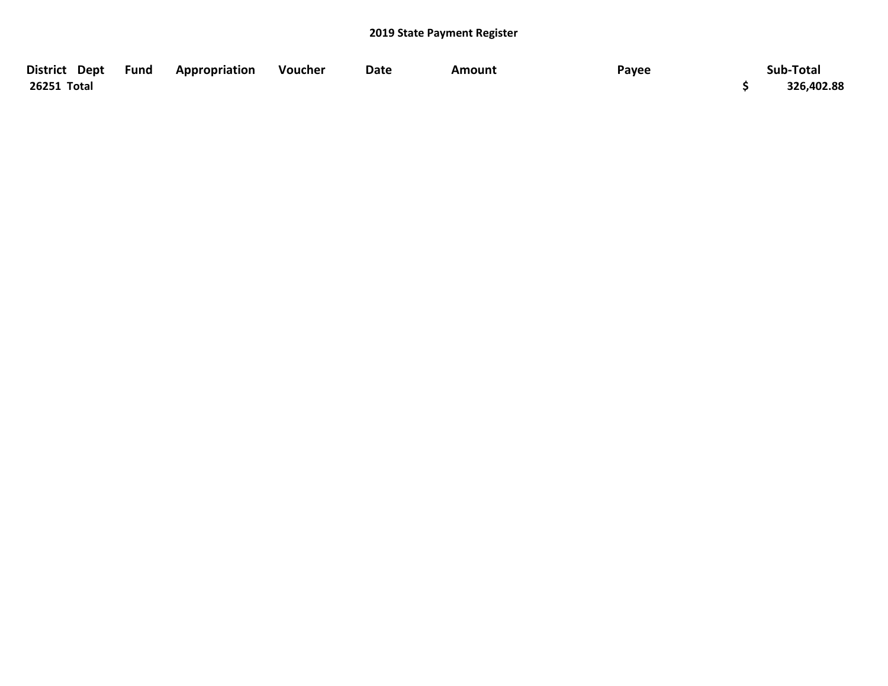## 2019 State Payment Register

| District | Dept | Fund | Appropriation | Voucher | Date | Amount | Payee | Sub-Total |
|---|---|---|---|---|---|---|---|---|
| 26251 Total | | | | | | | | $ 326,402.88 |